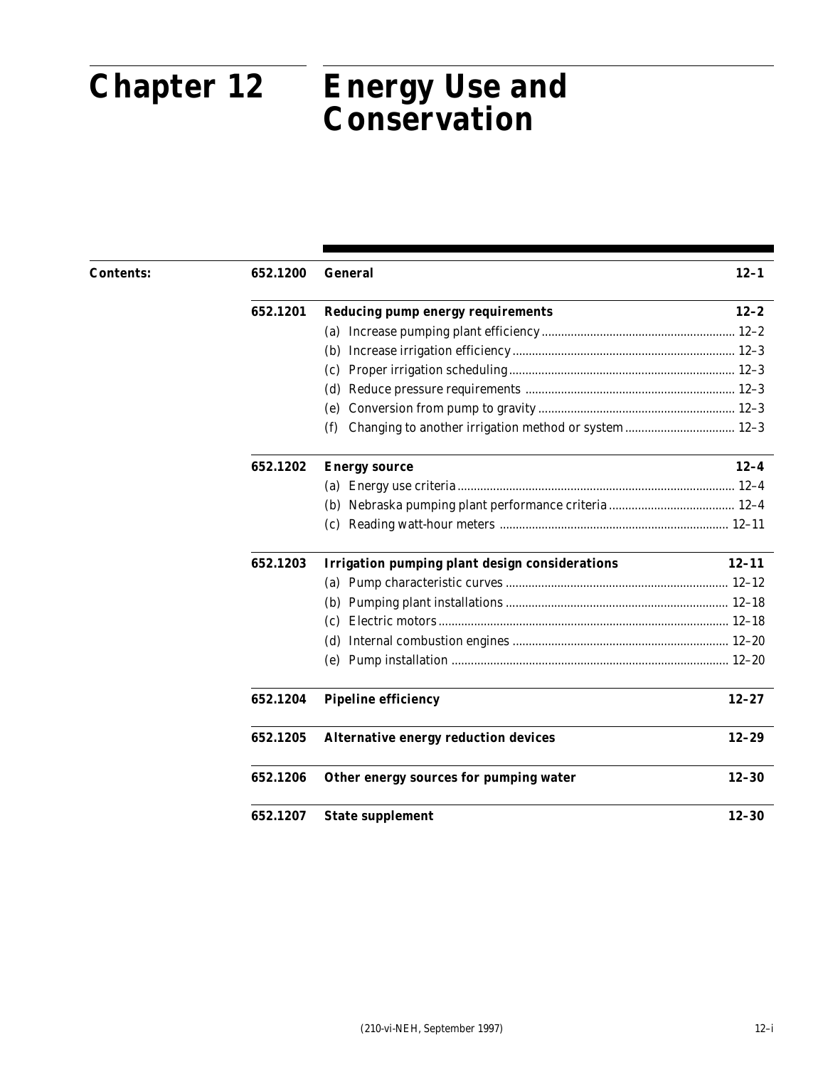# Chapter 12 Energy Use and Conservation

**Contents:**

| | | |
|---|---|---|
| **652.1200** | **General** | **12–1** |
| **652.1201** | **Reducing pump energy requirements** | **12–2** |
| | (a) Increase pumping plant efficiency | 12–2 |
| | (b) Increase irrigation efficiency | 12–3 |
| | (c) Proper irrigation scheduling | 12–3 |
| | (d) Reduce pressure requirements | 12–3 |
| | (e) Conversion from pump to gravity | 12–3 |
| | (f) Changing to another irrigation method or system | 12–3 |
| **652.1202** | **Energy source** | **12–4** |
| | (a) Energy use criteria | 12–4 |
| | (b) Nebraska pumping plant performance criteria | 12–4 |
| | (c) Reading watt-hour meters | 12–11 |
| **652.1203** | **Irrigation pumping plant design considerations** | **12–11** |
| | (a) Pump characteristic curves | 12–12 |
| | (b) Pumping plant installations | 12–18 |
| | (c) Electric motors | 12–18 |
| | (d) Internal combustion engines | 12–20 |
| | (e) Pump installation | 12–20 |
| **652.1204** | **Pipeline efficiency** | **12–27** |
| **652.1205** | **Alternative energy reduction devices** | **12–29** |
| **652.1206** | **Other energy sources for pumping water** | **12–30** |
| **652.1207** | **State supplement** | **12–30** |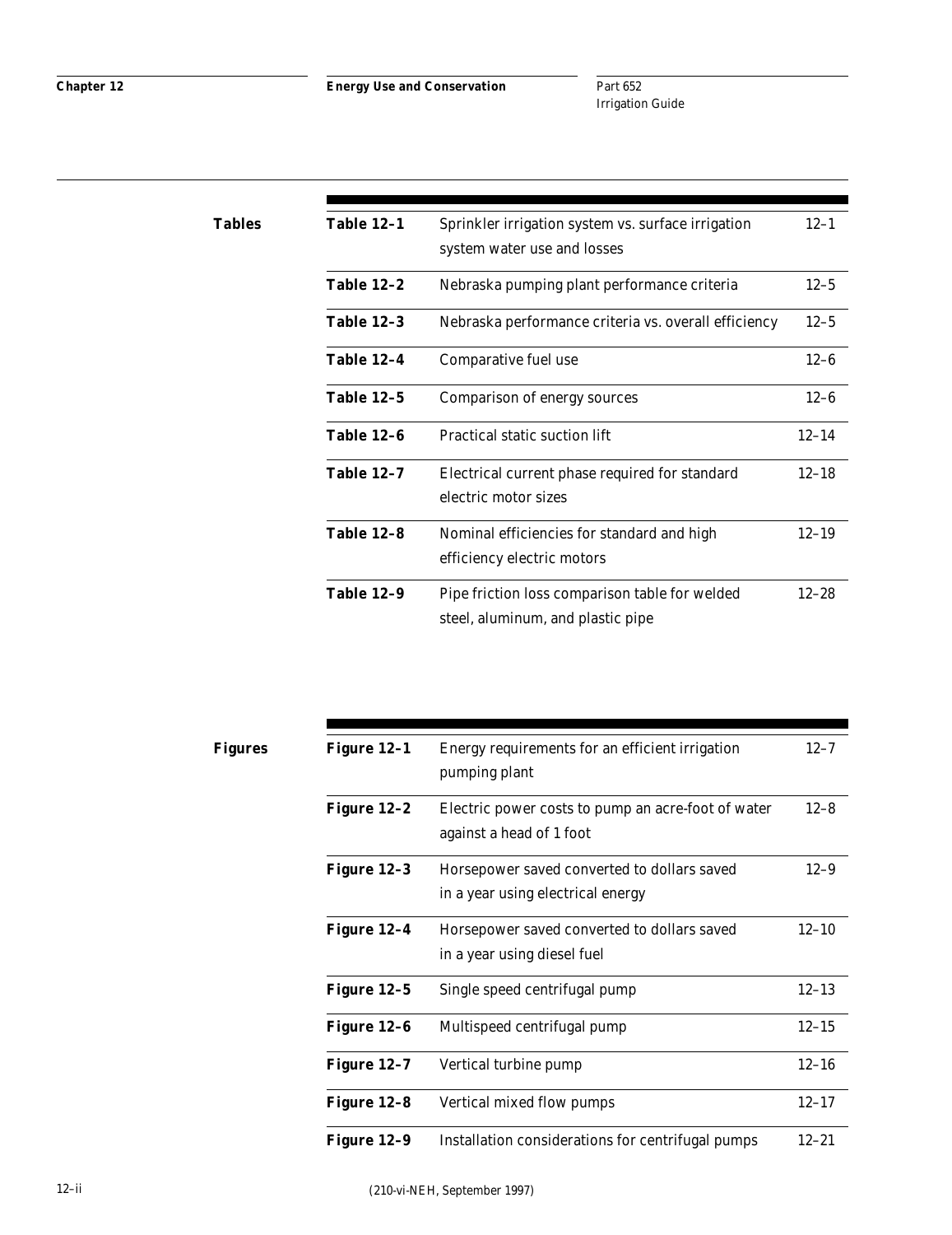## Tables

| | | |
|---|---|---|
| **Table 12–1** | Sprinkler irrigation system vs. surface irrigation system water use and losses | 12–1 |
| **Table 12–2** | Nebraska pumping plant performance criteria | 12–5 |
| **Table 12–3** | Nebraska performance criteria vs. overall efficiency | 12–5 |
| **Table 12–4** | Comparative fuel use | 12–6 |
| **Table 12–5** | Comparison of energy sources | 12–6 |
| **Table 12–6** | Practical static suction lift | 12–14 |
| **Table 12–7** | Electrical current phase required for standard electric motor sizes | 12–18 |
| **Table 12–8** | Nominal efficiencies for standard and high efficiency electric motors | 12–19 |
| **Table 12–9** | Pipe friction loss comparison table for welded steel, aluminum, and plastic pipe | 12–28 |

## Figures

| | | |
|---|---|---|
| **Figure 12–1** | Energy requirements for an efficient irrigation pumping plant | 12–7 |
| **Figure 12–2** | Electric power costs to pump an acre-foot of water against a head of 1 foot | 12–8 |
| **Figure 12–3** | Horsepower saved converted to dollars saved in a year using electrical energy | 12–9 |
| **Figure 12–4** | Horsepower saved converted to dollars saved in a year using diesel fuel | 12–10 |
| **Figure 12–5** | Single speed centrifugal pump | 12–13 |
| **Figure 12–6** | Multispeed centrifugal pump | 12–15 |
| **Figure 12–7** | Vertical turbine pump | 12–16 |
| **Figure 12–8** | Vertical mixed flow pumps | 12–17 |
| **Figure 12–9** | Installation considerations for centrifugal pumps | 12–21 |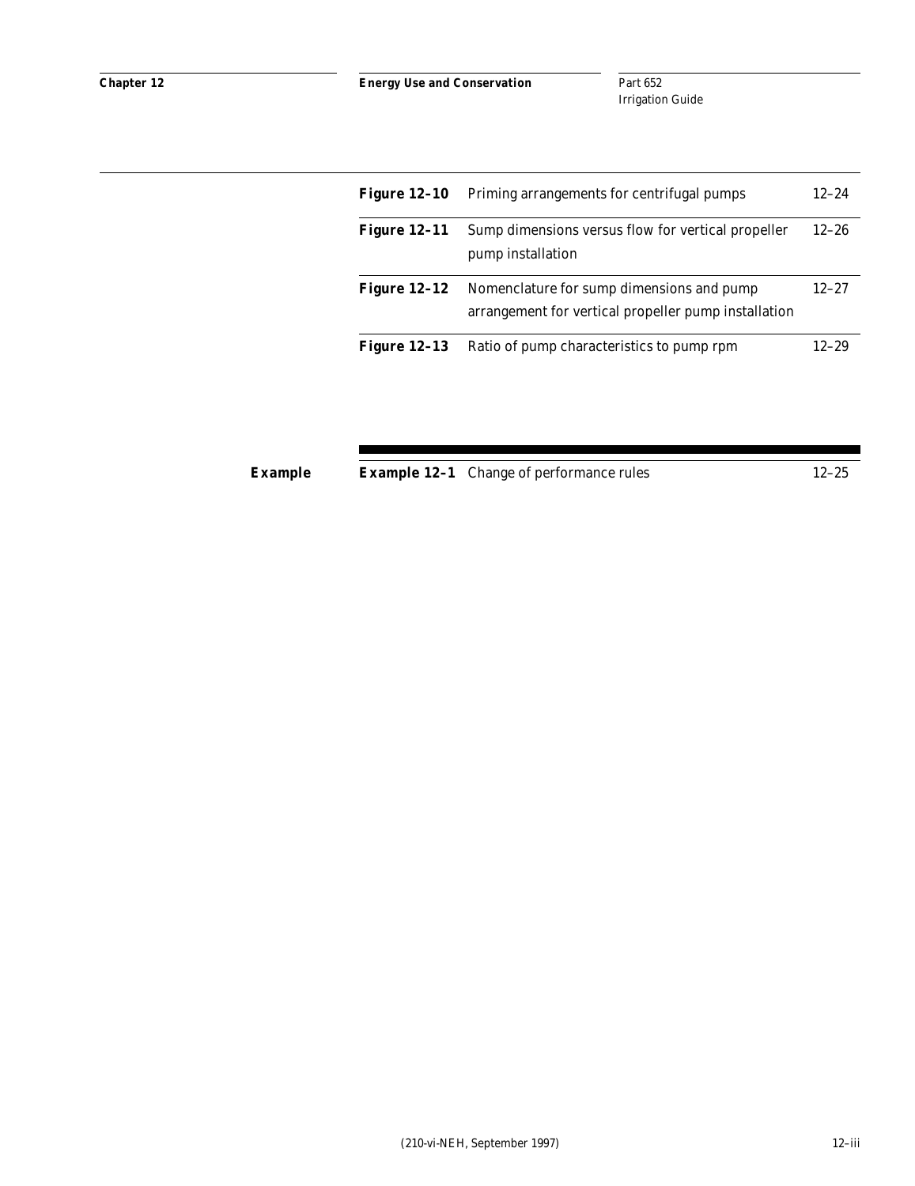| | | |
|---|---|---|
| **Figure 12–10** | Priming arrangements for centrifugal pumps | 12–24 |
| **Figure 12–11** | Sump dimensions versus flow for vertical propeller pump installation | 12–26 |
| **Figure 12–12** | Nomenclature for sump dimensions and pump arrangement for vertical propeller pump installation | 12–27 |
| **Figure 12–13** | Ratio of pump characteristics to pump rpm | 12–29 |

**Example**

| | | |
|---|---|---|
| **Example 12–1** | Change of performance rules | 12–25 |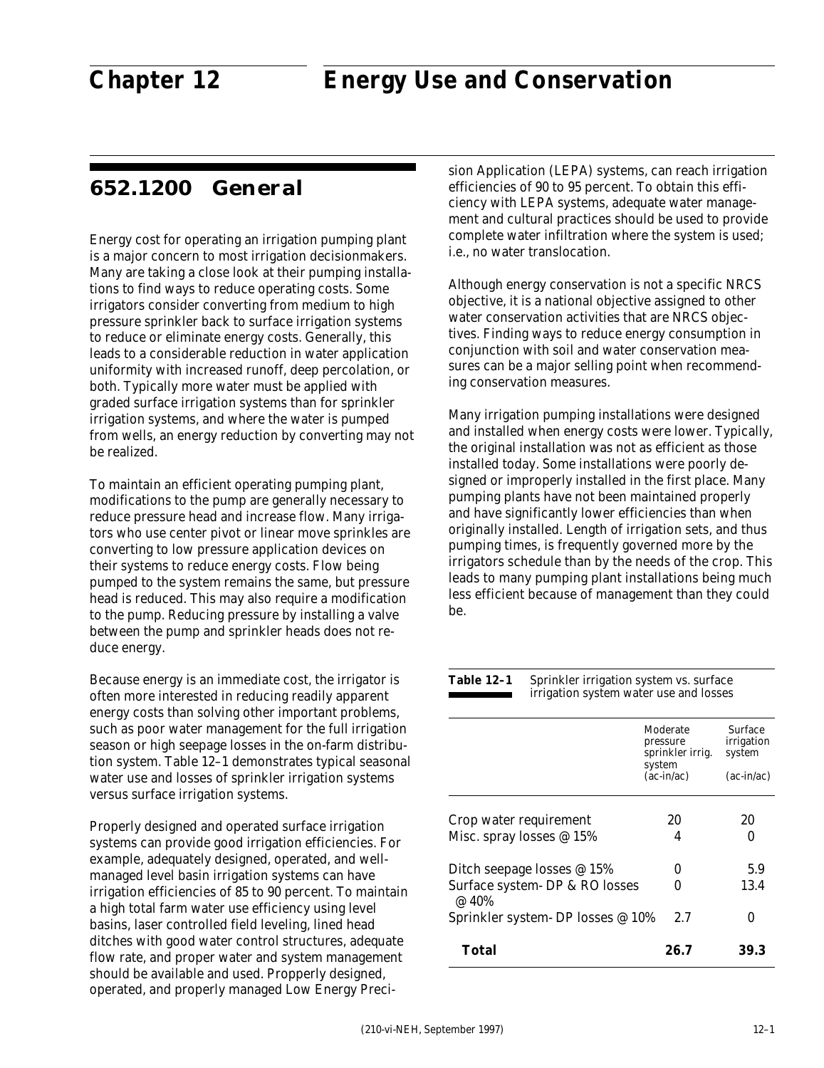# Chapter 12 Energy Use and Conservation

## 652.1200 General

Energy cost for operating an irrigation pumping plant is a major concern to most irrigation decisionmakers. Many are taking a close look at their pumping installations to find ways to reduce operating costs. Some irrigators consider converting from medium to high pressure sprinkler back to surface irrigation systems to reduce or eliminate energy costs. Generally, this leads to a considerable reduction in water application uniformity with increased runoff, deep percolation, or both. Typically more water must be applied with graded surface irrigation systems than for sprinkler irrigation systems, and where the water is pumped from wells, an energy reduction by converting may not be realized.

To maintain an efficient operating pumping plant, modifications to the pump are generally necessary to reduce pressure head and increase flow. Many irrigators who use center pivot or linear move sprinkles are converting to low pressure application devices on their systems to reduce energy costs. Flow being pumped to the system remains the same, but pressure head is reduced. This may also require a modification to the pump. Reducing pressure by installing a valve between the pump and sprinkler heads does not reduce energy.

Because energy is an immediate cost, the irrigator is often more interested in reducing readily apparent energy costs than solving other important problems, such as poor water management for the full irrigation season or high seepage losses in the on-farm distribution system. Table 12–1 demonstrates typical seasonal water use and losses of sprinkler irrigation systems versus surface irrigation systems.

Properly designed and operated surface irrigation systems can provide good irrigation efficiencies. For example, adequately designed, operated, and well-managed level basin irrigation systems can have irrigation efficiencies of 85 to 90 percent. To maintain a high total farm water use efficiency using level basins, laser controlled field leveling, lined head ditches with good water control structures, adequate flow rate, and proper water and system management should be available and used. Propperly designed, operated, and properly managed Low Energy Precision Application (LEPA) systems, can reach irrigation efficiencies of 90 to 95 percent. To obtain this efficiency with LEPA systems, adequate water management and cultural practices should be used to provide complete water infiltration where the system is used; i.e., no water translocation.

Although energy conservation is not a specific NRCS objective, it is a national objective assigned to other water conservation activities that are NRCS objectives. Finding ways to reduce energy consumption in conjunction with soil and water conservation measures can be a major selling point when recommending conservation measures.

Many irrigation pumping installations were designed and installed when energy costs were lower. Typically, the original installation was not as efficient as those installed today. Some installations were poorly designed or improperly installed in the first place. Many pumping plants have not been maintained properly and have significantly lower efficiencies than when originally installed. Length of irrigation sets, and thus pumping times, is frequently governed more by the irrigators schedule than by the needs of the crop. This leads to many pumping plant installations being much less efficient because of management than they could be.

**Table 12–1** Sprinkler irrigation system vs. surface irrigation system water use and losses

| | Moderate pressure sprinkler irrig. system (ac-in/ac) | Surface irrigation system (ac-in/ac) |
|---|---|---|
| Crop water requirement | 20 | 20 |
| Misc. spray losses @ 15% | 4 | 0 |
| Ditch seepage losses @ 15% | 0 | 5.9 |
| Surface system- DP & RO losses @ 40% | 0 | 13.4 |
| Sprinkler system- DP losses @ 10% | 2.7 | 0 |
| **Total** | **26.7** | **39.3** |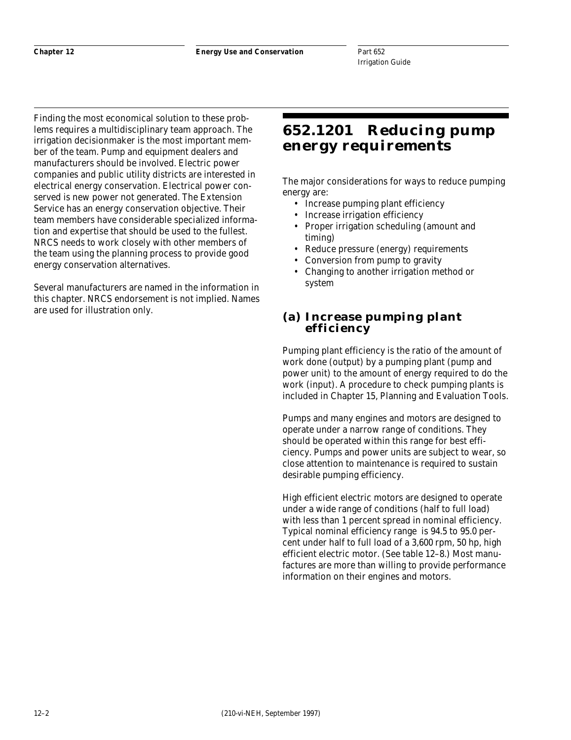Finding the most economical solution to these problems requires a multidisciplinary team approach. The irrigation decisionmaker is the most important member of the team. Pump and equipment dealers and manufacturers should be involved. Electric power companies and public utility districts are interested in electrical energy conservation. Electrical power conserved is new power not generated. The Extension Service has an energy conservation objective. Their team members have considerable specialized information and expertise that should be used to the fullest. NRCS needs to work closely with other members of the team using the planning process to provide good energy conservation alternatives.

Several manufacturers are named in the information in this chapter. NRCS endorsement is not implied. Names are used for illustration only.

# 652.1201 Reducing pump energy requirements

The major considerations for ways to reduce pumping energy are:

- Increase pumping plant efficiency
- Increase irrigation efficiency
- Proper irrigation scheduling (amount and timing)
- Reduce pressure (energy) requirements
- Conversion from pump to gravity
- Changing to another irrigation method or system

## (a) Increase pumping plant efficiency

Pumping plant efficiency is the ratio of the amount of work done (output) by a pumping plant (pump and power unit) to the amount of energy required to do the work (input). A procedure to check pumping plants is included in Chapter 15, Planning and Evaluation Tools.

Pumps and many engines and motors are designed to operate under a narrow range of conditions. They should be operated within this range for best efficiency. Pumps and power units are subject to wear, so close attention to maintenance is required to sustain desirable pumping efficiency.

High efficient electric motors are designed to operate under a wide range of conditions (half to full load) with less than 1 percent spread in nominal efficiency. Typical nominal efficiency range is 94.5 to 95.0 percent under half to full load of a 3,600 rpm, 50 hp, high efficient electric motor. (See table 12–8.) Most manufactures are more than willing to provide performance information on their engines and motors.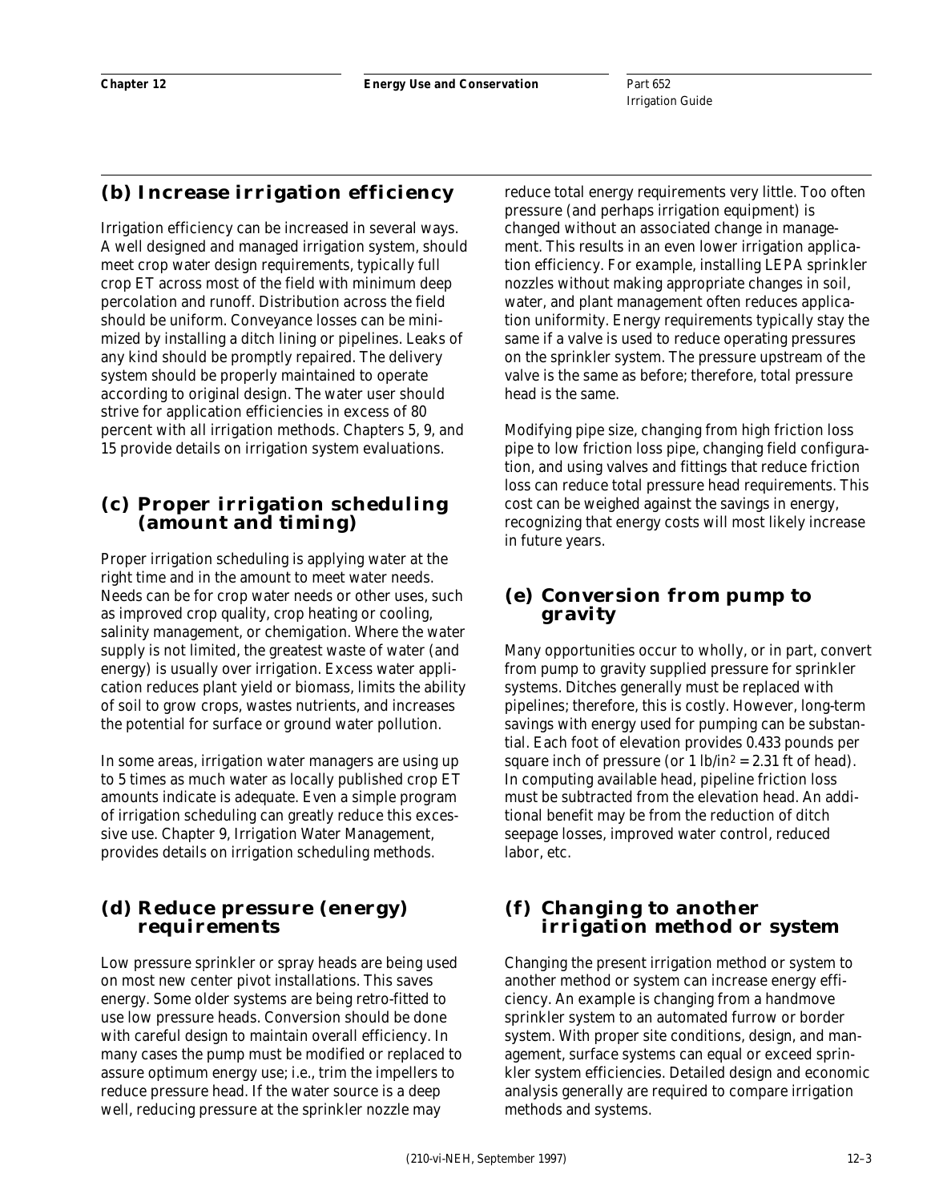## (b) Increase irrigation efficiency

Irrigation efficiency can be increased in several ways. A well designed and managed irrigation system, should meet crop water design requirements, typically full crop ET across most of the field with minimum deep percolation and runoff. Distribution across the field should be uniform. Conveyance losses can be minimized by installing a ditch lining or pipelines. Leaks of any kind should be promptly repaired. The delivery system should be properly maintained to operate according to original design. The water user should strive for application efficiencies in excess of 80 percent with all irrigation methods. Chapters 5, 9, and 15 provide details on irrigation system evaluations.

## (c) Proper irrigation scheduling (amount and timing)

Proper irrigation scheduling is applying water at the right time and in the amount to meet water needs. Needs can be for crop water needs or other uses, such as improved crop quality, crop heating or cooling, salinity management, or chemigation. Where the water supply is not limited, the greatest waste of water (and energy) is usually over irrigation. Excess water application reduces plant yield or biomass, limits the ability of soil to grow crops, wastes nutrients, and increases the potential for surface or ground water pollution.

In some areas, irrigation water managers are using up to 5 times as much water as locally published crop ET amounts indicate is adequate. Even a simple program of irrigation scheduling can greatly reduce this excessive use. Chapter 9, Irrigation Water Management, provides details on irrigation scheduling methods.

## (d) Reduce pressure (energy) requirements

Low pressure sprinkler or spray heads are being used on most new center pivot installations. This saves energy. Some older systems are being retro-fitted to use low pressure heads. Conversion should be done with careful design to maintain overall efficiency. In many cases the pump must be modified or replaced to assure optimum energy use; i.e., trim the impellers to reduce pressure head. If the water source is a deep well, reducing pressure at the sprinkler nozzle may reduce total energy requirements very little. Too often pressure (and perhaps irrigation equipment) is changed without an associated change in management. This results in an even lower irrigation application efficiency. For example, installing LEPA sprinkler nozzles without making appropriate changes in soil, water, and plant management often reduces application uniformity. Energy requirements typically stay the same if a valve is used to reduce operating pressures on the sprinkler system. The pressure upstream of the valve is the same as before; therefore, total pressure head is the same.

Modifying pipe size, changing from high friction loss pipe to low friction loss pipe, changing field configuration, and using valves and fittings that reduce friction loss can reduce total pressure head requirements. This cost can be weighed against the savings in energy, recognizing that energy costs will most likely increase in future years.

## (e) Conversion from pump to gravity

Many opportunities occur to wholly, or in part, convert from pump to gravity supplied pressure for sprinkler systems. Ditches generally must be replaced with pipelines; therefore, this is costly. However, long-term savings with energy used for pumping can be substantial. Each foot of elevation provides 0.433 pounds per square inch of pressure (or 1 $lb/in^2$ = 2.31 ft of head). In computing available head, pipeline friction loss must be subtracted from the elevation head. An additional benefit may be from the reduction of ditch seepage losses, improved water control, reduced labor, etc.

## (f) Changing to another irrigation method or system

Changing the present irrigation method or system to another method or system can increase energy efficiency. An example is changing from a handmove sprinkler system to an automated furrow or border system. With proper site conditions, design, and management, surface systems can equal or exceed sprinkler system efficiencies. Detailed design and economic analysis generally are required to compare irrigation methods and systems.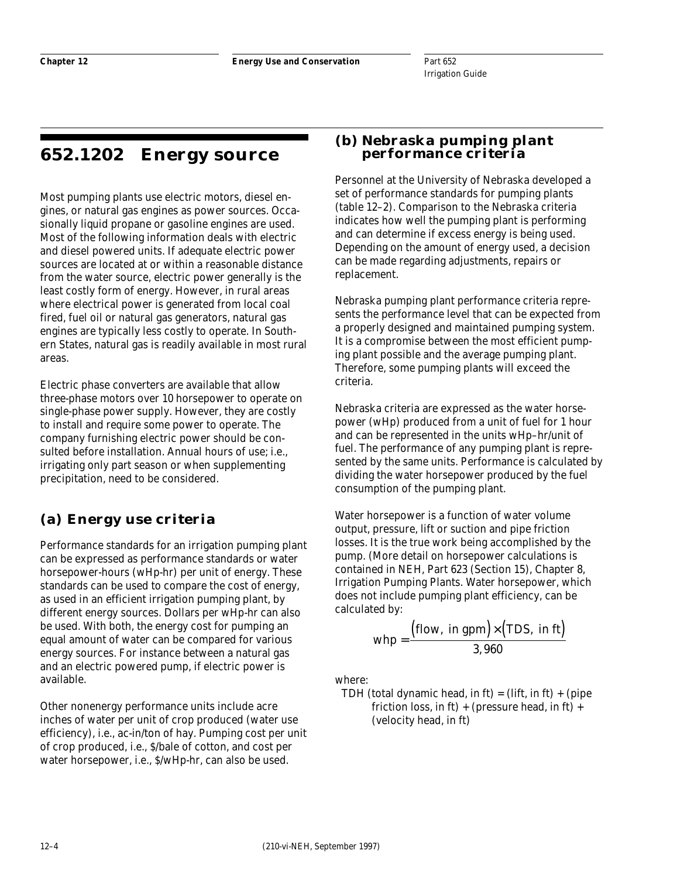## 652.1202 Energy source

Most pumping plants use electric motors, diesel engines, or natural gas engines as power sources. Occasionally liquid propane or gasoline engines are used. Most of the following information deals with electric and diesel powered units. If adequate electric power sources are located at or within a reasonable distance from the water source, electric power generally is the least costly form of energy. However, in rural areas where electrical power is generated from local coal fired, fuel oil or natural gas generators, natural gas engines are typically less costly to operate. In Southern States, natural gas is readily available in most rural areas.

Electric phase converters are available that allow three-phase motors over 10 horsepower to operate on single-phase power supply. However, they are costly to install and require some power to operate. The company furnishing electric power should be consulted before installation. Annual hours of use; i.e., irrigating only part season or when supplementing precipitation, need to be considered.

### (a) Energy use criteria

Performance standards for an irrigation pumping plant can be expressed as performance standards or water horsepower-hours (wHp-hr) per unit of energy. These standards can be used to compare the cost of energy, as used in an efficient irrigation pumping plant, by different energy sources. Dollars per wHp-hr can also be used. With both, the energy cost for pumping an equal amount of water can be compared for various energy sources. For instance between a natural gas and an electric powered pump, if electric power is available.

Other nonenergy performance units include acre inches of water per unit of crop produced (water use efficiency), i.e., ac-in/ton of hay. Pumping cost per unit of crop produced, i.e., $/bale of cotton, and cost per water horsepower, i.e., $/wHp-hr, can also be used.

### (b) Nebraska pumping plant performance criteria

Personnel at the University of Nebraska developed a set of performance standards for pumping plants (table 12–2). Comparison to the Nebraska criteria indicates how well the pumping plant is performing and can determine if excess energy is being used. Depending on the amount of energy used, a decision can be made regarding adjustments, repairs or replacement.

Nebraska pumping plant performance criteria represents the performance level that can be expected from a properly designed and maintained pumping system. It is a compromise between the most efficient pumping plant possible and the average pumping plant. Therefore, some pumping plants will exceed the criteria.

Nebraska criteria are expressed as the water horsepower (wHp) produced from a unit of fuel for 1 hour and can be represented in the units wHp–hr/unit of fuel. The performance of any pumping plant is represented by the same units. Performance is calculated by dividing the water horsepower produced by the fuel consumption of the pumping plant.

Water horsepower is a function of water volume output, pressure, lift or suction and pipe friction losses. It is the true work being accomplished by the pump. (More detail on horsepower calculations is contained in NEH, Part 623 (Section 15), Chapter 8, Irrigation Pumping Plants. Water horsepower, which does not include pumping plant efficiency, can be calculated by:

$$\text{whp} = \frac{(\text{flow, in gpm}) \times (\text{TDS, in ft})}{3{,}960}$$

where:

TDH (total dynamic head, in ft) = (lift, in ft) + (pipe friction loss, in ft) + (pressure head, in ft) + (velocity head, in ft)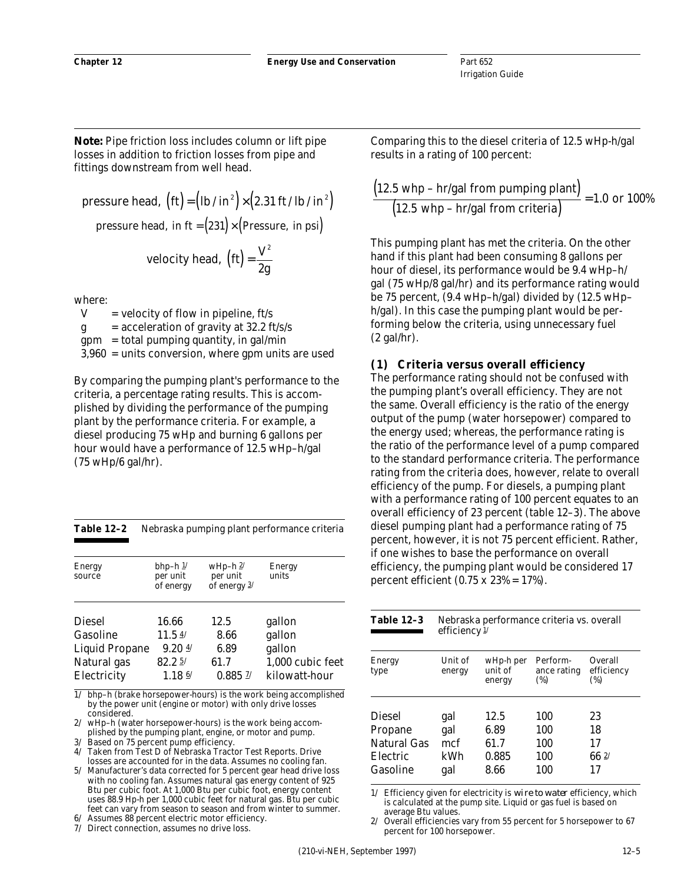**Note:** Pipe friction loss includes column or lift pipe losses in addition to friction losses from pipe and fittings downstream from well head.

$$\text{pressure head, } (\text{ft}) = (\text{lb/in}^2) \times (2.31 \text{ ft/lb/in}^2)$$

$$\text{pressure head, in ft} = (231) \times (\text{Pressure, in psi})$$

$$\text{velocity head, } (\text{ft}) = \frac{V^2}{2g}$$

where:

- $V$ = velocity of flow in pipeline, ft/s
- $g$ = acceleration of gravity at 32.2 ft/s/s
- gpm = total pumping quantity, in gal/min
- 3,960 = units conversion, where gpm units are used

By comparing the pumping plant's performance to the criteria, a percentage rating results. This is accomplished by dividing the performance of the pumping plant by the performance criteria. For example, a diesel producing 75 wHp and burning 6 gallons per hour would have a performance of 12.5 wHp–h/gal (75 wHp/6 gal/hr).

**Table 12–2** Nebraska pumping plant performance criteria

| Energy source | bhp–h [1] per unit of energy | wHp–h [2] per unit of energy [3] | Energy units |
|---|---|---|---|
| Diesel | 16.66 | 12.5 | gallon |
| Gasoline | 11.5 [4] | 8.66 | gallon |
| Liquid Propane | 9.20 [4] | 6.89 | gallon |
| Natural gas | 82.2 [5] | 61.7 | 1,000 cubic feet |
| Electricity | 1.18 [6] | 0.885 [7] | kilowatt-hour |

1/ bhp–h (brake horsepower-hours) is the work being accomplished by the power unit (engine or motor) with only drive losses considered.
2/ wHp–h (water horsepower-hours) is the work being accomplished by the pumping plant, engine, or motor and pump.
3/ Based on 75 percent pump efficiency.
4/ Taken from Test D of Nebraska Tractor Test Reports. Drive losses are accounted for in the data. Assumes no cooling fan.
5/ Manufacturer's data corrected for 5 percent gear head drive loss with no cooling fan. Assumes natural gas energy content of 925 Btu per cubic foot. At 1,000 Btu per cubic foot, energy content uses 88.9 Hp-h per 1,000 cubic feet for natural gas. Btu per cubic feet can vary from season to season and from winter to summer.
6/ Assumes 88 percent electric motor efficiency.
7/ Direct connection, assumes no drive loss.

Comparing this to the diesel criteria of 12.5 wHp-h/gal results in a rating of 100 percent:

$$\frac{(12.5 \text{ whp – hr/gal from pumping plant})}{(12.5 \text{ whp – hr/gal from criteria})} = 1.0 \text{ or } 100\%$$

This pumping plant has met the criteria. On the other hand if this plant had been consuming 8 gallons per hour of diesel, its performance would be 9.4 wHp–h/gal (75 wHp/8 gal/hr) and its performance rating would be 75 percent, (9.4 wHp–h/gal) divided by (12.5 wHp–h/gal). In this case the pumping plant would be performing below the criteria, using unnecessary fuel (2 gal/hr).

### (1) Criteria versus overall efficiency

The performance rating should not be confused with the pumping plant's overall efficiency. They are not the same. Overall efficiency is the ratio of the energy output of the pump (water horsepower) compared to the energy used; whereas, the performance rating is the ratio of the performance level of a pump compared to the standard performance criteria. The performance rating from the criteria does, however, relate to overall efficiency of the pump. For diesels, a pumping plant with a performance rating of 100 percent equates to an overall efficiency of 23 percent (table 12–3). The above diesel pumping plant had a performance rating of 75 percent, however, it is not 75 percent efficient. Rather, if one wishes to base the performance on overall efficiency, the pumping plant would be considered 17 percent efficient (0.75 x 23% = 17%).

**Table 12–3** Nebraska performance criteria vs. overall efficiency [1]

| Energy type | Unit of energy | wHp-h per unit of energy | Performance rating (%) | Overall efficiency (%) |
|---|---|---|---|---|
| Diesel | gal | 12.5 | 100 | 23 |
| Propane | gal | 6.89 | 100 | 18 |
| Natural Gas | mcf | 61.7 | 100 | 17 |
| Electric | kWh | 0.885 | 100 | 66 [2] |
| Gasoline | gal | 8.66 | 100 | 17 |

1/ Efficiency given for electricity is *wire to water* efficiency, which is calculated at the pump site. Liquid or gas fuel is based on average Btu values.
2/ Overall efficiencies vary from 55 percent for 5 horsepower to 67 percent for 100 horsepower.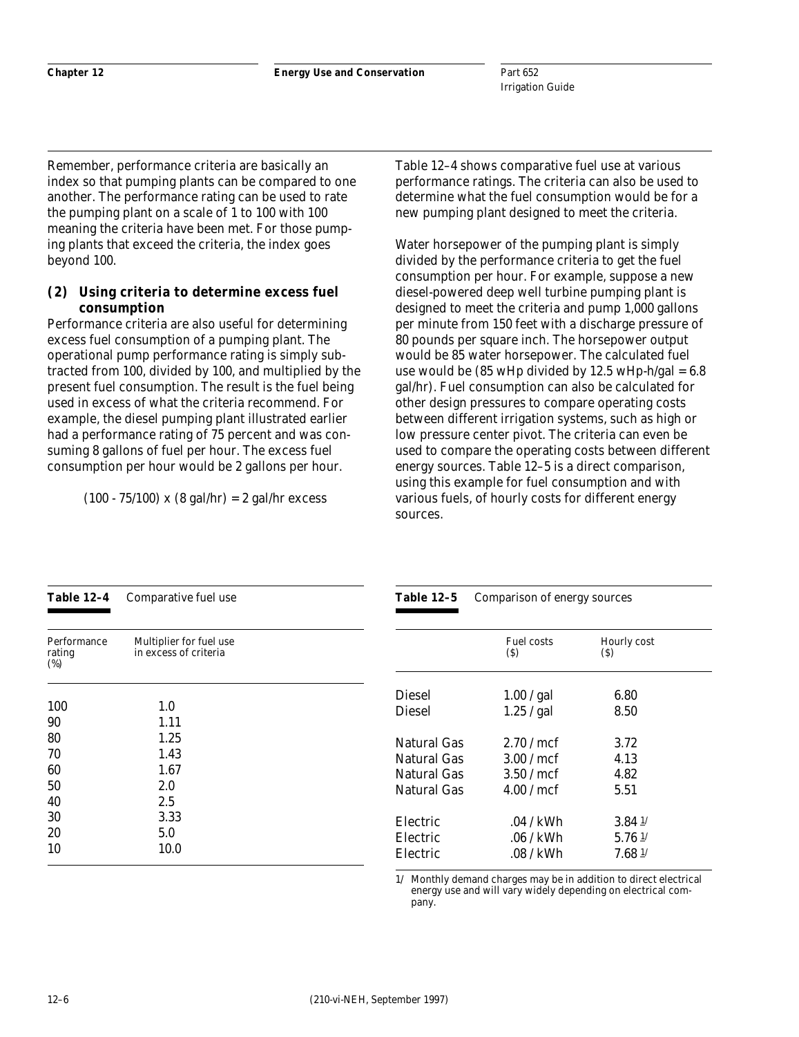Remember, performance criteria are basically an index so that pumping plants can be compared to one another. The performance rating can be used to rate the pumping plant on a scale of 1 to 100 with 100 meaning the criteria have been met. For those pumping plants that exceed the criteria, the index goes beyond 100.

#### (2) Using criteria to determine excess fuel consumption

Performance criteria are also useful for determining excess fuel consumption of a pumping plant. The operational pump performance rating is simply subtracted from 100, divided by 100, and multiplied by the present fuel consumption. The result is the fuel being used in excess of what the criteria recommend. For example, the diesel pumping plant illustrated earlier had a performance rating of 75 percent and was consuming 8 gallons of fuel per hour. The excess fuel consumption per hour would be 2 gallons per hour.

(100 - 75/100) x (8 gal/hr) = 2 gal/hr excess

Table 12–4 shows comparative fuel use at various performance ratings. The criteria can also be used to determine what the fuel consumption would be for a new pumping plant designed to meet the criteria.

Water horsepower of the pumping plant is simply divided by the performance criteria to get the fuel consumption per hour. For example, suppose a new diesel-powered deep well turbine pumping plant is designed to meet the criteria and pump 1,000 gallons per minute from 150 feet with a discharge pressure of 80 pounds per square inch. The horsepower output would be 85 water horsepower. The calculated fuel use would be (85 wHp divided by 12.5 wHp-h/gal = 6.8 gal/hr). Fuel consumption can also be calculated for other design pressures to compare operating costs between different irrigation systems, such as high or low pressure center pivot. The criteria can even be used to compare the operating costs between different energy sources. Table 12–5 is a direct comparison, using this example for fuel consumption and with various fuels, of hourly costs for different energy sources.

**Table 12–4** Comparative fuel use

| Performance rating (%) | Multiplier for fuel use in excess of criteria |
|---|---|
| 100 | 1.0 |
| 90 | 1.11 |
| 80 | 1.25 |
| 70 | 1.43 |
| 60 | 1.67 |
| 50 | 2.0 |
| 40 | 2.5 |
| 30 | 3.33 |
| 20 | 5.0 |
| 10 | 10.0 |

**Table 12–5** Comparison of energy sources

| | Fuel costs ($) | Hourly cost ($) |
|---|---|---|
| Diesel | 1.00 / gal | 6.80 |
| Diesel | 1.25 / gal | 8.50 |
| Natural Gas | 2.70 / mcf | 3.72 |
| Natural Gas | 3.00 / mcf | 4.13 |
| Natural Gas | 3.50 / mcf | 4.82 |
| Natural Gas | 4.00 / mcf | 5.51 |
| Electric | .04 / kWh | 3.84 1/ |
| Electric | .06 / kWh | 5.76 1/ |
| Electric | .08 / kWh | 7.68 1/ |

1/ Monthly demand charges may be in addition to direct electrical energy use and will vary widely depending on electrical company.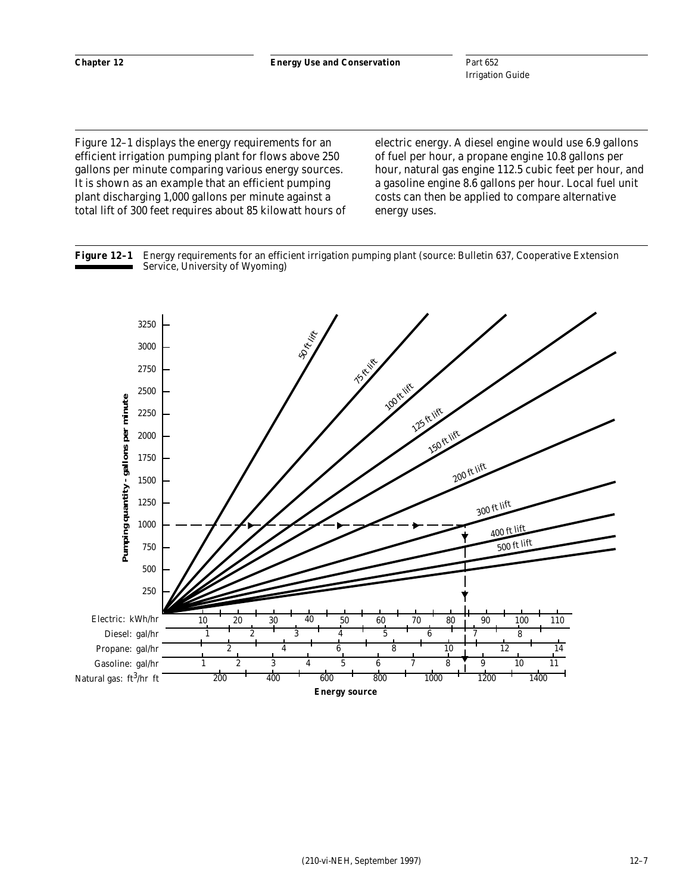Figure 12–1 displays the energy requirements for an efficient irrigation pumping plant for flows above 250 gallons per minute comparing various energy sources. It is shown as an example that an efficient pumping plant discharging 1,000 gallons per minute against a total lift of 300 feet requires about 85 kilowatt hours of electric energy. A diesel engine would use 6.9 gallons of fuel per hour, a propane engine 10.8 gallons per hour, natural gas engine 112.5 cubic feet per hour, and a gasoline engine 8.6 gallons per hour. Local fuel unit costs can then be applied to compare alternative energy uses.

**Figure 12–1** Energy requirements for an efficient irrigation pumping plant (source: Bulletin 637, Cooperative Extension Service, University of Wyoming)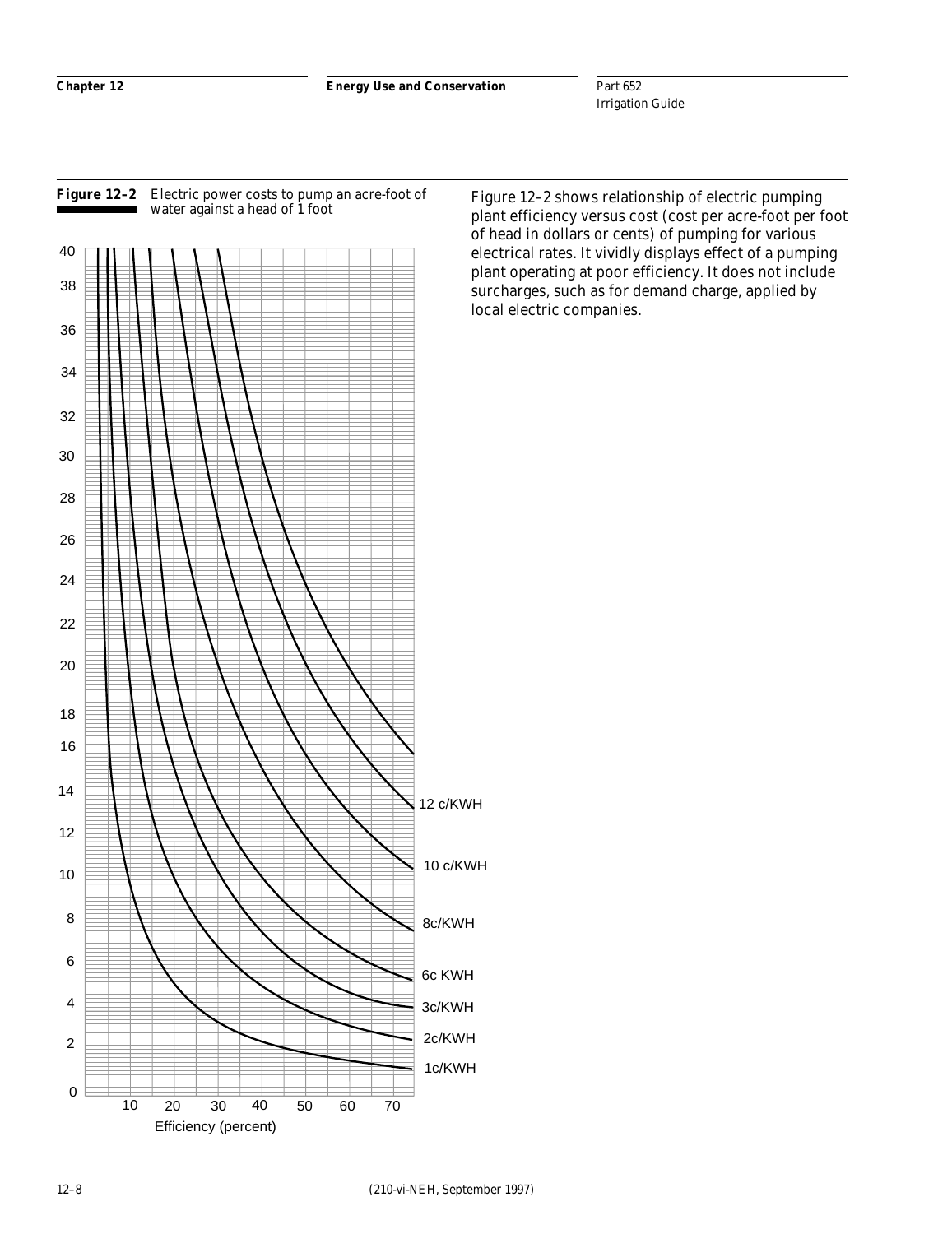**Figure 12–2** Electric power costs to pump an acre-foot of water against a head of 1 foot

Figure 12–2 shows relationship of electric pumping plant efficiency versus cost (cost per acre-foot per foot of head in dollars or cents) of pumping for various electrical rates. It vividly displays effect of a pumping plant operating at poor efficiency. It does not include surcharges, such as for demand charge, applied by local electric companies.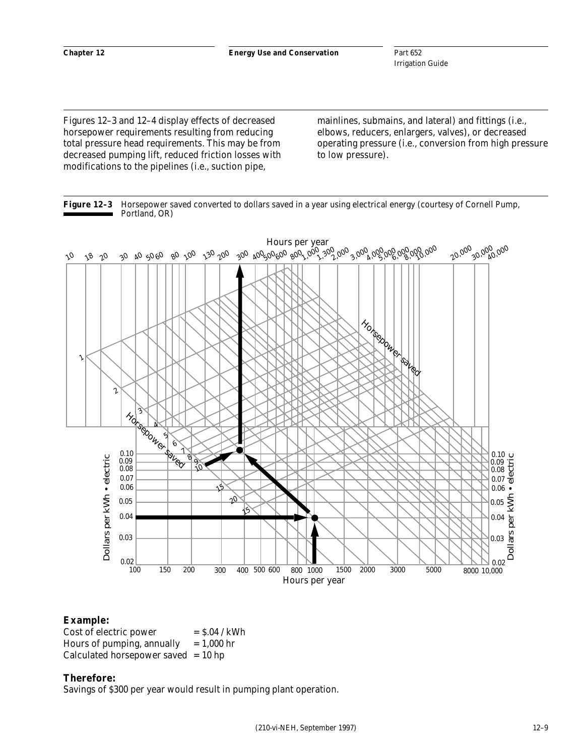Figures 12–3 and 12–4 display effects of decreased horsepower requirements resulting from reducing total pressure head requirements. This may be from decreased pumping lift, reduced friction losses with modifications to the pipelines (i.e., suction pipe, mainlines, submains, and lateral) and fittings (i.e., elbows, reducers, enlargers, valves), or decreased operating pressure (i.e., conversion from high pressure to low pressure).

**Figure 12–3** Horsepower saved converted to dollars saved in a year using electrical energy (courtesy of Cornell Pump, Portland, OR)

**Example:**

Cost of electric power = $.04 / kWh
Hours of pumping, annually = 1,000 hr
Calculated horsepower saved = 10 hp

**Therefore:**

Savings of $300 per year would result in pumping plant operation.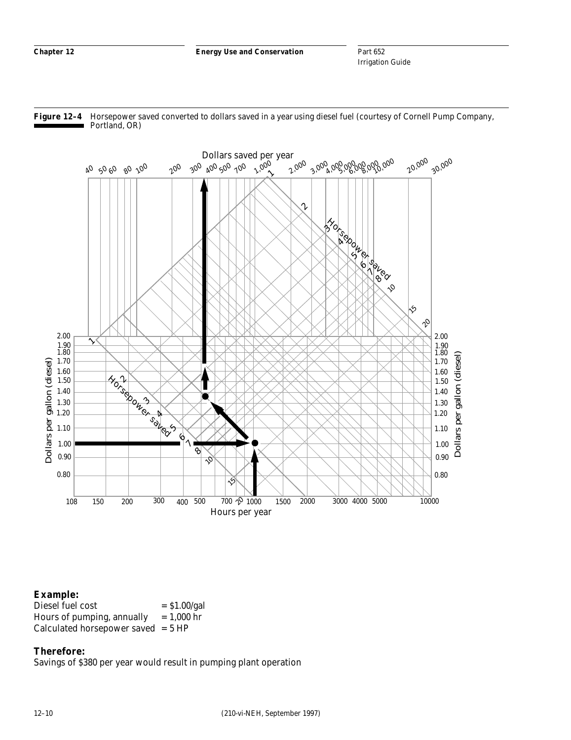**Figure 12–4** Horsepower saved converted to dollars saved in a year using diesel fuel (courtesy of Cornell Pump Company, Portland, OR)

**Example:**

Diesel fuel cost = \$1.00/gal
Hours of pumping, annually = 1,000 hr
Calculated horsepower saved = 5 HP

**Therefore:**

Savings of \$380 per year would result in pumping plant operation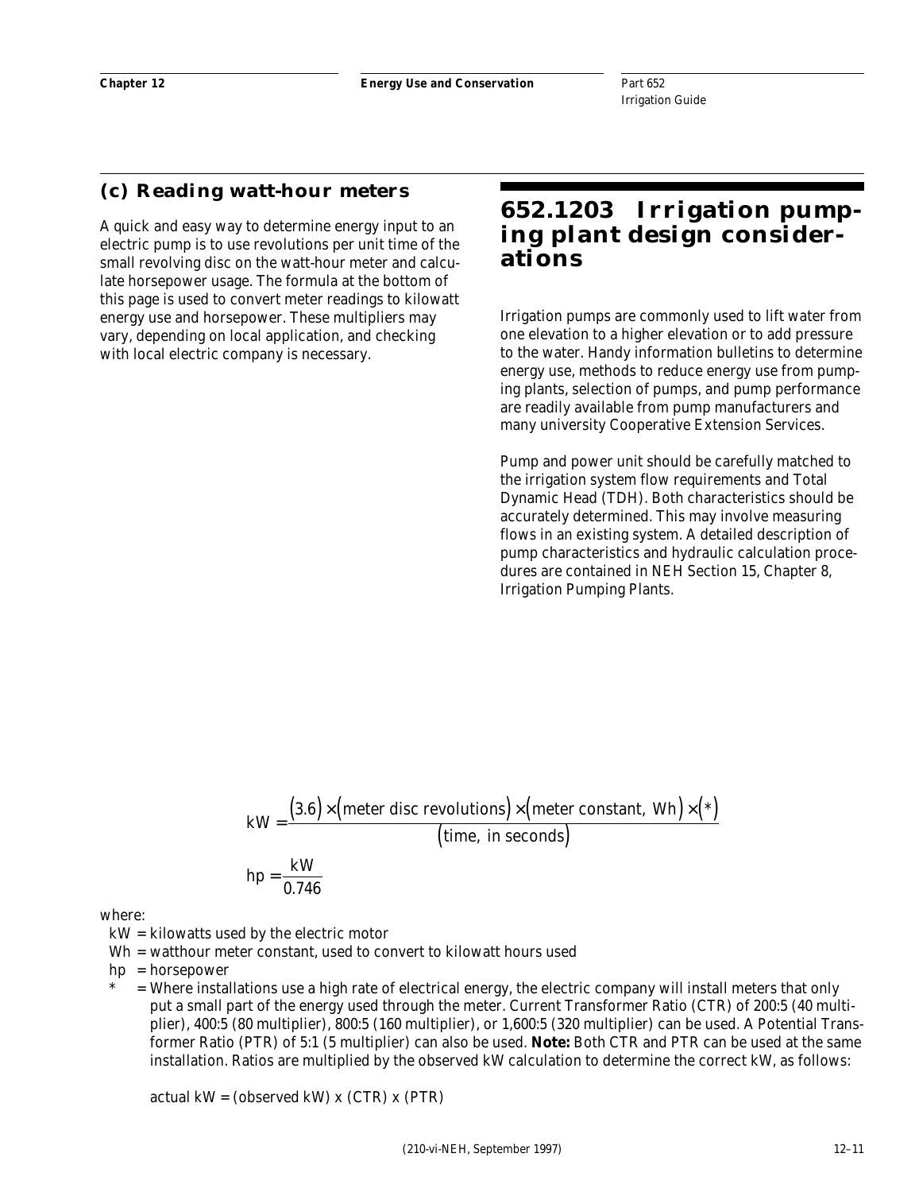### (c) Reading watt-hour meters

A quick and easy way to determine energy input to an electric pump is to use revolutions per unit time of the small revolving disc on the watt-hour meter and calculate horsepower usage. The formula at the bottom of this page is used to convert meter readings to kilowatt energy use and horsepower. These multipliers may vary, depending on local application, and checking with local electric company is necessary.

## 652.1203 Irrigation pumping plant design considerations

Irrigation pumps are commonly used to lift water from one elevation to a higher elevation or to add pressure to the water. Handy information bulletins to determine energy use, methods to reduce energy use from pumping plants, selection of pumps, and pump performance are readily available from pump manufacturers and many university Cooperative Extension Services.

Pump and power unit should be carefully matched to the irrigation system flow requirements and Total Dynamic Head (TDH). Both characteristics should be accurately determined. This may involve measuring flows in an existing system. A detailed description of pump characteristics and hydraulic calculation procedures are contained in NEH Section 15, Chapter 8, Irrigation Pumping Plants.

$$\text{kW} = \frac{(3.6) \times (\text{meter disc revolutions}) \times (\text{meter constant, Wh}) \times (*)}{(\text{time, in seconds})}$$

$$\text{hp} = \frac{\text{kW}}{0.746}$$

where:

kW = kilowatts used by the electric motor

Wh = watthour meter constant, used to convert to kilowatt hours used

hp = horsepower

\* = Where installations use a high rate of electrical energy, the electric company will install meters that only put a small part of the energy used through the meter. Current Transformer Ratio (CTR) of 200:5 (40 multiplier), 400:5 (80 multiplier), 800:5 (160 multiplier), or 1,600:5 (320 multiplier) can be used. A Potential Transformer Ratio (PTR) of 5:1 (5 multiplier) can also be used. **Note:** Both CTR and PTR can be used at the same installation. Ratios are multiplied by the observed kW calculation to determine the correct kW, as follows:

actual kW = (observed kW) x (CTR) x (PTR)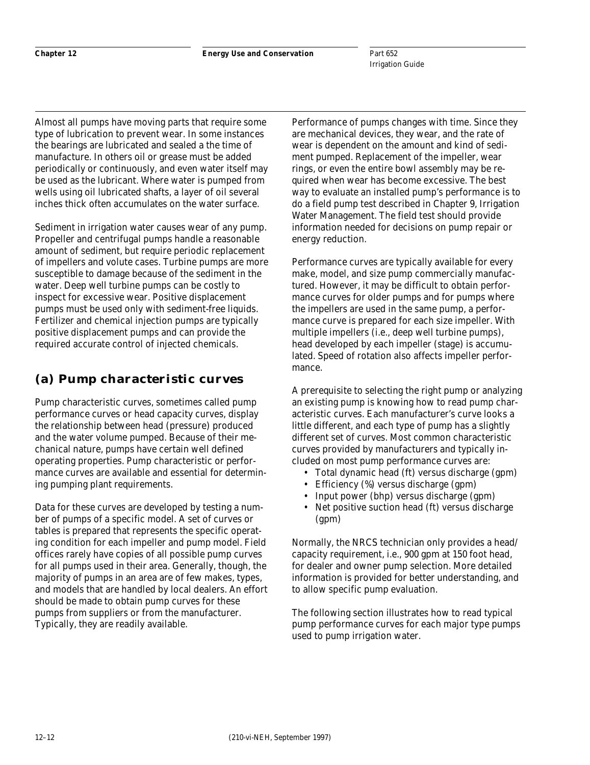Almost all pumps have moving parts that require some type of lubrication to prevent wear. In some instances the bearings are lubricated and sealed a the time of manufacture. In others oil or grease must be added periodically or continuously, and even water itself may be used as the lubricant. Where water is pumped from wells using oil lubricated shafts, a layer of oil several inches thick often accumulates on the water surface.

Sediment in irrigation water causes wear of any pump. Propeller and centrifugal pumps handle a reasonable amount of sediment, but require periodic replacement of impellers and volute cases. Turbine pumps are more susceptible to damage because of the sediment in the water. Deep well turbine pumps can be costly to inspect for excessive wear. Positive displacement pumps must be used only with sediment-free liquids. Fertilizer and chemical injection pumps are typically positive displacement pumps and can provide the required accurate control of injected chemicals.

## (a) Pump characteristic curves

Pump characteristic curves, sometimes called pump performance curves or head capacity curves, display the relationship between head (pressure) produced and the water volume pumped. Because of their mechanical nature, pumps have certain well defined operating properties. Pump characteristic or performance curves are available and essential for determining pumping plant requirements.

Data for these curves are developed by testing a number of pumps of a specific model. A set of curves or tables is prepared that represents the specific operating condition for each impeller and pump model. Field offices rarely have copies of all possible pump curves for all pumps used in their area. Generally, though, the majority of pumps in an area are of few makes, types, and models that are handled by local dealers. An effort should be made to obtain pump curves for these pumps from suppliers or from the manufacturer. Typically, they are readily available.

Performance of pumps changes with time. Since they are mechanical devices, they wear, and the rate of wear is dependent on the amount and kind of sediment pumped. Replacement of the impeller, wear rings, or even the entire bowl assembly may be required when wear has become excessive. The best way to evaluate an installed pump's performance is to do a field pump test described in Chapter 9, Irrigation Water Management. The field test should provide information needed for decisions on pump repair or energy reduction.

Performance curves are typically available for every make, model, and size pump commercially manufactured. However, it may be difficult to obtain performance curves for older pumps and for pumps where the impellers are used in the same pump, a performance curve is prepared for each size impeller. With multiple impellers (i.e., deep well turbine pumps), head developed by each impeller (stage) is accumulated. Speed of rotation also affects impeller performance.

A prerequisite to selecting the right pump or analyzing an existing pump is knowing how to read pump characteristic curves. Each manufacturer's curve looks a little different, and each type of pump has a slightly different set of curves. Most common characteristic curves provided by manufacturers and typically included on most pump performance curves are:

- Total dynamic head (ft) versus discharge (gpm)
- Efficiency (%) versus discharge (gpm)
- Input power (bhp) versus discharge (gpm)
- Net positive suction head (ft) versus discharge (gpm)

Normally, the NRCS technician only provides a head/capacity requirement, i.e., 900 gpm at 150 foot head, for dealer and owner pump selection. More detailed information is provided for better understanding, and to allow specific pump evaluation.

The following section illustrates how to read typical pump performance curves for each major type pumps used to pump irrigation water.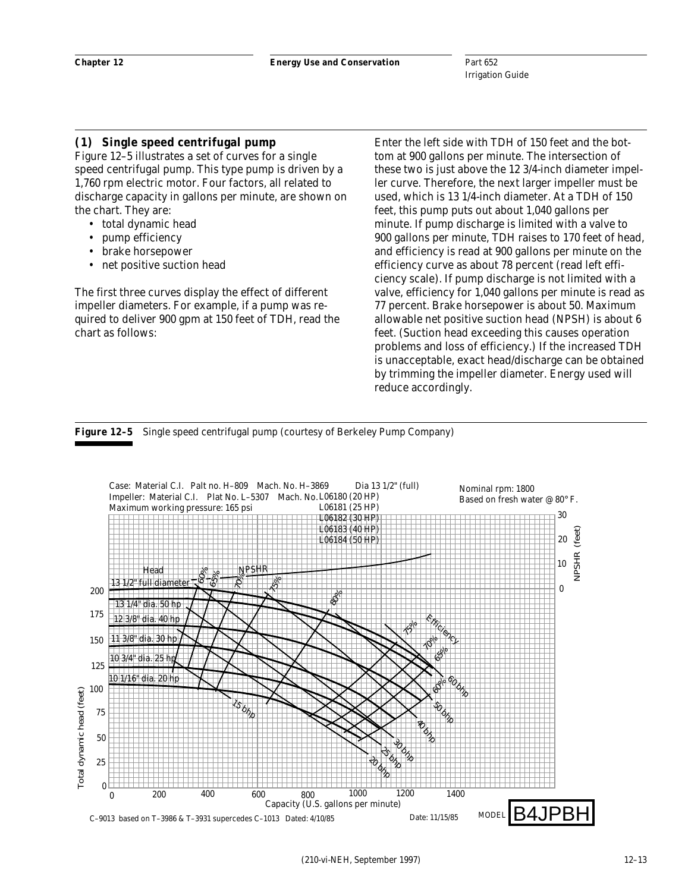### (1) Single speed centrifugal pump

Figure 12–5 illustrates a set of curves for a single speed centrifugal pump. This type pump is driven by a 1,760 rpm electric motor. Four factors, all related to discharge capacity in gallons per minute, are shown on the chart. They are:

- total dynamic head
- pump efficiency
- brake horsepower
- net positive suction head

The first three curves display the effect of different impeller diameters. For example, if a pump was required to deliver 900 gpm at 150 feet of TDH, read the chart as follows:

Enter the left side with TDH of 150 feet and the bottom at 900 gallons per minute. The intersection of these two is just above the 12 3/4-inch diameter impeller curve. Therefore, the next larger impeller must be used, which is 13 1/4-inch diameter. At a TDH of 150 feet, this pump puts out about 1,040 gallons per minute. If pump discharge is limited with a valve to 900 gallons per minute, TDH raises to 170 feet of head, and efficiency is read at 900 gallons per minute on the efficiency curve as about 78 percent (read left efficiency scale). If pump discharge is not limited with a valve, efficiency for 1,040 gallons per minute is read as 77 percent. Brake horsepower is about 50. Maximum allowable net positive suction head (NPSH) is about 6 feet. (Suction head exceeding this causes operation problems and loss of efficiency.) If the increased TDH is unacceptable, exact head/discharge can be obtained by trimming the impeller diameter. Energy used will reduce accordingly.

**Figure 12–5** Single speed centrifugal pump (courtesy of Berkeley Pump Company)

Case: Material C.I. Palt no. H–809 Mach. No. H–3869 Dia 13 1/2" (full)
Impeller: Material C.I. Plat No. L–5307 Mach. No. L06180 (20 HP), L06181 (25 HP), L06182 (30 HP), L06183 (40 HP), L06184 (50 HP)
Maximum working pressure: 165 psi
Nominal rpm: 1800
Based on fresh water @ 80° F.

Head curves: 13 1/2" full diameter; 13 1/4" dia. 50 hp; 12 3/8" dia. 40 hp; 11 3/8" dia. 30 hp; 10 3/4" dia. 25 hp; 10 1/16" dia. 20 hp

Efficiency: 60%, 65%, 70%, 75%, 80%

Brake horsepower: 15 bhp, 20 bhp, 25 bhp, 30 bhp, 40 bhp, 50 bhp, 60 bhp

NPSHR (feet): 0–30

Total dynamic head (feet): 0–200

Capacity (U.S. gallons per minute): 0–1400

C–9013 based on T–3986 & T–3931 supercedes C–1013 Dated: 4/10/85 Date: 11/15/85 MODEL B4JPBH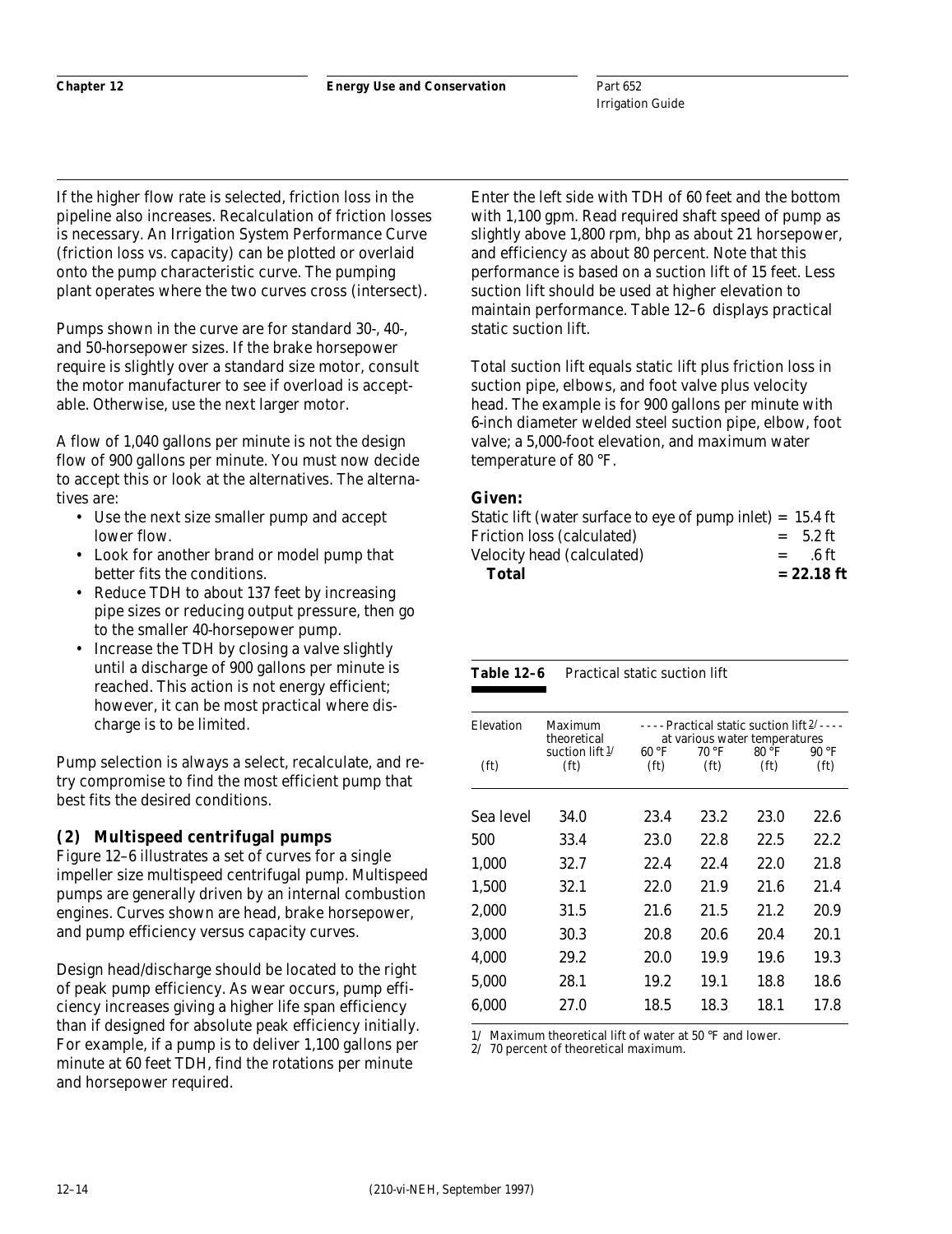If the higher flow rate is selected, friction loss in the pipeline also increases. Recalculation of friction losses is necessary. An Irrigation System Performance Curve (friction loss vs. capacity) can be plotted or overlaid onto the pump characteristic curve. The pumping plant operates where the two curves cross (intersect).

Pumps shown in the curve are for standard 30-, 40-, and 50-horsepower sizes. If the brake horsepower require is slightly over a standard size motor, consult the motor manufacturer to see if overload is acceptable. Otherwise, use the next larger motor.

A flow of 1,040 gallons per minute is not the design flow of 900 gallons per minute. You must now decide to accept this or look at the alternatives. The alternatives are:

- Use the next size smaller pump and accept lower flow.
- Look for another brand or model pump that better fits the conditions.
- Reduce TDH to about 137 feet by increasing pipe sizes or reducing output pressure, then go to the smaller 40-horsepower pump.
- Increase the TDH by closing a valve slightly until a discharge of 900 gallons per minute is reached. This action is not energy efficient; however, it can be most practical where discharge is to be limited.

Pump selection is always a select, recalculate, and retry compromise to find the most efficient pump that best fits the desired conditions.

### (2) Multispeed centrifugal pumps

Figure 12–6 illustrates a set of curves for a single impeller size multispeed centrifugal pump. Multispeed pumps are generally driven by an internal combustion engines. Curves shown are head, brake horsepower, and pump efficiency versus capacity curves.

Design head/discharge should be located to the right of peak pump efficiency. As wear occurs, pump efficiency increases giving a higher life span efficiency than if designed for absolute peak efficiency initially. For example, if a pump is to deliver 1,100 gallons per minute at 60 feet TDH, find the rotations per minute and horsepower required.

Enter the left side with TDH of 60 feet and the bottom with 1,100 gpm. Read required shaft speed of pump as slightly above 1,800 rpm, bhp as about 21 horsepower, and efficiency as about 80 percent. Note that this performance is based on a suction lift of 15 feet. Less suction lift should be used at higher elevation to maintain performance. Table 12–6 displays practical static suction lift.

Total suction lift equals static lift plus friction loss in suction pipe, elbows, and foot valve plus velocity head. The example is for 900 gallons per minute with 6-inch diameter welded steel suction pipe, elbow, foot valve; a 5,000-foot elevation, and maximum water temperature of 80 °F.

**Given:**

| | |
|---|---|
| Static lift (water surface to eye of pump inlet) | = 15.4 ft |
| Friction loss (calculated) | = 5.2 ft |
| Velocity head (calculated) | = .6 ft |
| **Total** | **= 22.18 ft** |

**Table 12–6** Practical static suction lift

| Elevation | Maximum theoretical suction lift [1] | Practical static suction lift [2] at various water temperatures | | | |
|---|---|---|---|---|---|
| (ft) | (ft) | 60 °F (ft) | 70 °F (ft) | 80 °F (ft) | 90 °F (ft) |
| Sea level | 34.0 | 23.4 | 23.2 | 23.0 | 22.6 |
| 500 | 33.4 | 23.0 | 22.8 | 22.5 | 22.2 |
| 1,000 | 32.7 | 22.4 | 22.4 | 22.0 | 21.8 |
| 1,500 | 32.1 | 22.0 | 21.9 | 21.6 | 21.4 |
| 2,000 | 31.5 | 21.6 | 21.5 | 21.2 | 20.9 |
| 3,000 | 30.3 | 20.8 | 20.6 | 20.4 | 20.1 |
| 4,000 | 29.2 | 20.0 | 19.9 | 19.6 | 19.3 |
| 5,000 | 28.1 | 19.2 | 19.1 | 18.8 | 18.6 |
| 6,000 | 27.0 | 18.5 | 18.3 | 18.1 | 17.8 |

1/ Maximum theoretical lift of water at 50 °F and lower.
2/ 70 percent of theoretical maximum.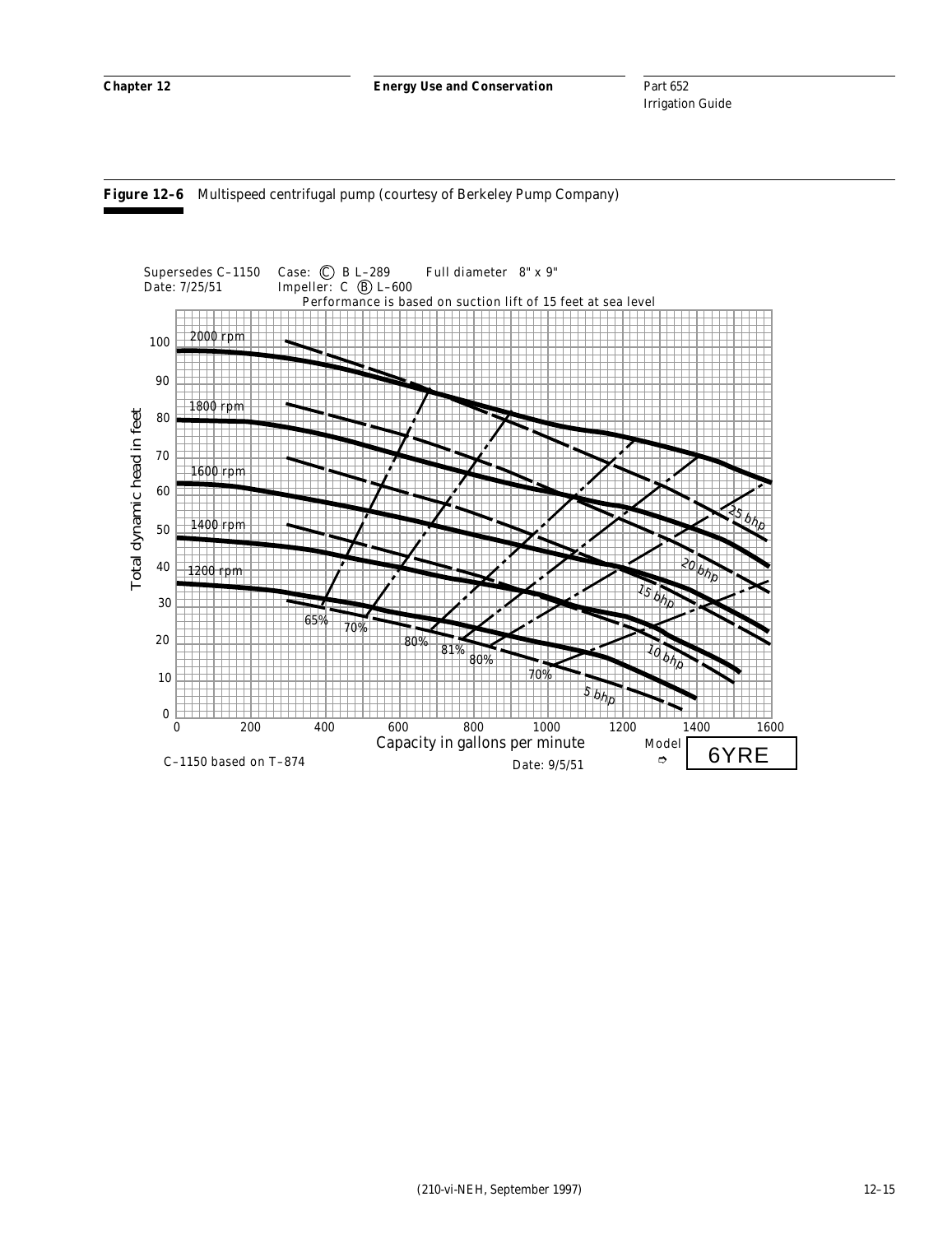**Figure 12–6** Multispeed centrifugal pump (courtesy of Berkeley Pump Company)

Supersedes C–1150 Case: Ⓒ B L–289 Full diameter 8" x 9"
Date: 7/25/51 Impeller: C Ⓑ L–600
Performance is based on suction lift of 15 feet at sea level

2000 rpm
1800 rpm
1600 rpm
1400 rpm
1200 rpm

65% 70% 80% 81% 80% 70%

25 bhp
20 bhp
15 bhp
10 bhp
5 bhp

Total dynamic head in feet

Capacity in gallons per minute

C–1150 based on T–874 Date: 9/5/51 Model 6YRE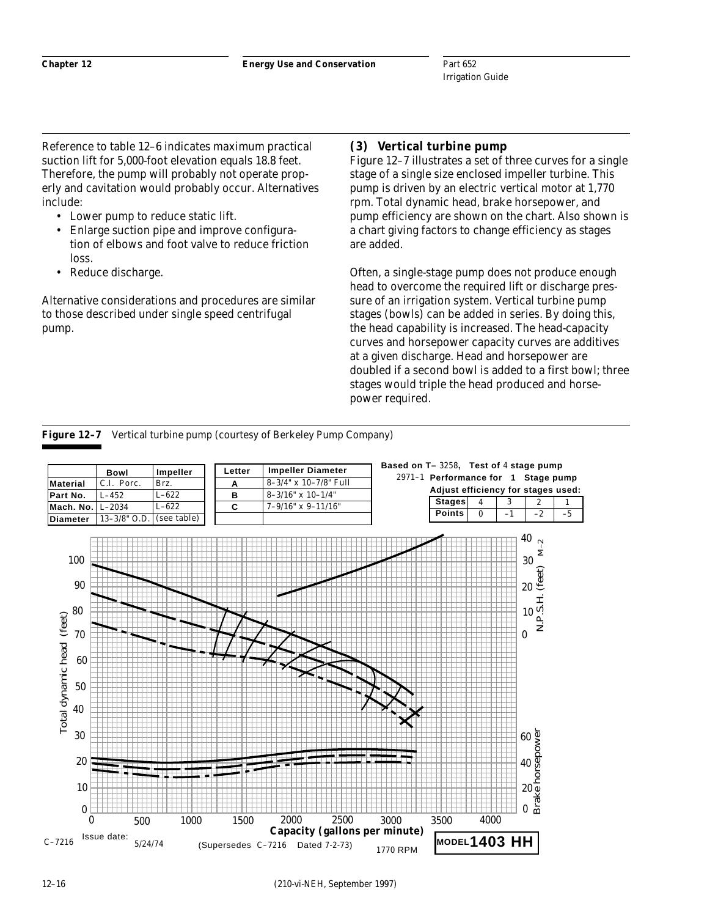Reference to table 12–6 indicates maximum practical suction lift for 5,000-foot elevation equals 18.8 feet. Therefore, the pump will probably not operate properly and cavitation would probably occur. Alternatives include:

- Lower pump to reduce static lift.
- Enlarge suction pipe and improve configuration of elbows and foot valve to reduce friction loss.
- Reduce discharge.

Alternative considerations and procedures are similar to those described under single speed centrifugal pump.

### (3) Vertical turbine pump

Figure 12–7 illustrates a set of three curves for a single stage of a single size enclosed impeller turbine. This pump is driven by an electric vertical motor at 1,770 rpm. Total dynamic head, brake horsepower, and pump efficiency are shown on the chart. Also shown is a chart giving factors to change efficiency as stages are added.

Often, a single-stage pump does not produce enough head to overcome the required lift or discharge pressure of an irrigation system. Vertical turbine pump stages (bowls) can be added in series. By doing this, the head capability is increased. The head-capacity curves and horsepower capacity curves are additives at a given discharge. Head and horsepower are doubled if a second bowl is added to a first bowl; three stages would triple the head produced and horsepower required.

**Figure 12–7** Vertical turbine pump (courtesy of Berkeley Pump Company)

| | Bowl | Impeller |
|---|---|---|
| Material | C.I. Porc. | Brz. |
| Part No. | L–452 | L–622 |
| Mach. No. | L–2034 | L–622 |
| Diameter | 13–3/8" O.D. | (see table) |

| Letter | Impeller Diameter |
|---|---|
| A | 8–3/4" x 10–7/8" Full |
| B | 8–3/16" x 10–1/4" |
| C | 7–9/16" x 9–11/16" |

Based on T– 3258, Test of 4 stage pump
2971–1 Performance for 1 Stage pump
Adjust efficiency for stages used:

| Stages | 4 | 3 | 2 | 1 |
|---|---|---|---|---|
| Points | 0 | –1 | –2 | –5 |

Total dynamic head (feet); N.P.S.H. (feet) M–2; Brake horsepower; Capacity (gallons per minute)

C–7216 Issue date: 5/24/74 (Supersedes C–7216 Dated 7-2-73) 1770 RPM MODEL 1403 HH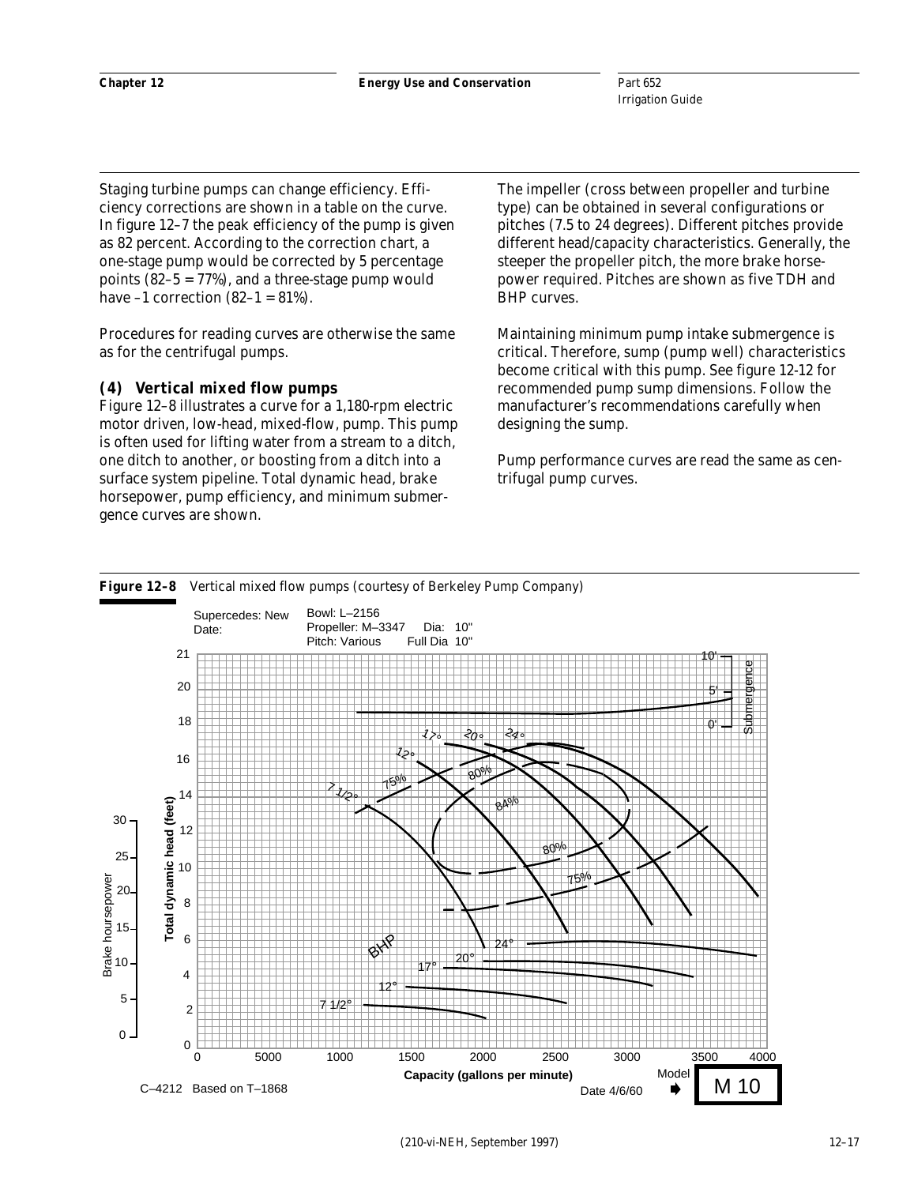Staging turbine pumps can change efficiency. Efficiency corrections are shown in a table on the curve. In figure 12–7 the peak efficiency of the pump is given as 82 percent. According to the correction chart, a one-stage pump would be corrected by 5 percentage points (82–5 = 77%), and a three-stage pump would have –1 correction (82–1 = 81%).

Procedures for reading curves are otherwise the same as for the centrifugal pumps.

#### (4) Vertical mixed flow pumps

Figure 12–8 illustrates a curve for a 1,180-rpm electric motor driven, low-head, mixed-flow, pump. This pump is often used for lifting water from a stream to a ditch, one ditch to another, or boosting from a ditch into a surface system pipeline. Total dynamic head, brake horsepower, pump efficiency, and minimum submergence curves are shown.

The impeller (cross between propeller and turbine type) can be obtained in several configurations or pitches (7.5 to 24 degrees). Different pitches provide different head/capacity characteristics. Generally, the steeper the propeller pitch, the more brake horsepower required. Pitches are shown as five TDH and BHP curves.

Maintaining minimum pump intake submergence is critical. Therefore, sump (pump well) characteristics become critical with this pump. See figure 12-12 for recommended pump sump dimensions. Follow the manufacturer's recommendations carefully when designing the sump.

Pump performance curves are read the same as centrifugal pump curves.

**Figure 12–8** Vertical mixed flow pumps (courtesy of Berkeley Pump Company)

Supercedes: New
Date:

Bowl: L–2156
Propeller: M–3347 Dia: 10"
Pitch: Various Full Dia 10"

C–4212 Based on T–1868

Date 4/6/60

Model M 10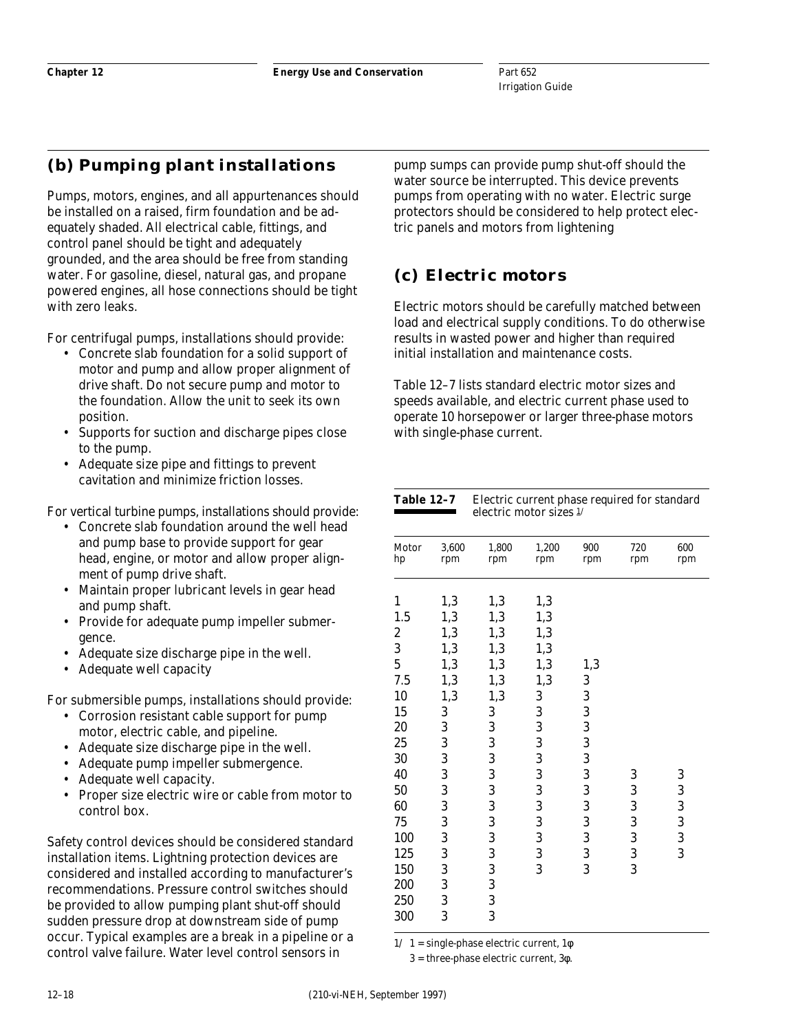## (b) Pumping plant installations

Pumps, motors, engines, and all appurtenances should be installed on a raised, firm foundation and be adequately shaded. All electrical cable, fittings, and control panel should be tight and adequately grounded, and the area should be free from standing water. For gasoline, diesel, natural gas, and propane powered engines, all hose connections should be tight with zero leaks.

For centrifugal pumps, installations should provide:

- Concrete slab foundation for a solid support of motor and pump and allow proper alignment of drive shaft. Do not secure pump and motor to the foundation. Allow the unit to seek its own position.
- Supports for suction and discharge pipes close to the pump.
- Adequate size pipe and fittings to prevent cavitation and minimize friction losses.

For vertical turbine pumps, installations should provide:

- Concrete slab foundation around the well head and pump base to provide support for gear head, engine, or motor and allow proper alignment of pump drive shaft.
- Maintain proper lubricant levels in gear head and pump shaft.
- Provide for adequate pump impeller submergence.
- Adequate size discharge pipe in the well.
- Adequate well capacity

For submersible pumps, installations should provide:

- Corrosion resistant cable support for pump motor, electric cable, and pipeline.
- Adequate size discharge pipe in the well.
- Adequate pump impeller submergence.
- Adequate well capacity.
- Proper size electric wire or cable from motor to control box.

Safety control devices should be considered standard installation items. Lightning protection devices are considered and installed according to manufacturer's recommendations. Pressure control switches should be provided to allow pumping plant shut-off should sudden pressure drop at downstream side of pump occur. Typical examples are a break in a pipeline or a control valve failure. Water level control sensors in pump sumps can provide pump shut-off should the water source be interrupted. This device prevents pumps from operating with no water. Electric surge protectors should be considered to help protect electric panels and motors from lightening

## (c) Electric motors

Electric motors should be carefully matched between load and electrical supply conditions. To do otherwise results in wasted power and higher than required initial installation and maintenance costs.

Table 12–7 lists standard electric motor sizes and speeds available, and electric current phase used to operate 10 horsepower or larger three-phase motors with single-phase current.

**Table 12–7** Electric current phase required for standard electric motor sizes 1/

| Motor hp | 3,600 rpm | 1,800 rpm | 1,200 rpm | 900 rpm | 720 rpm | 600 rpm |
|---|---|---|---|---|---|---|
| 1 | 1,3 | 1,3 | 1,3 | | | |
| 1.5 | 1,3 | 1,3 | 1,3 | | | |
| 2 | 1,3 | 1,3 | 1,3 | | | |
| 3 | 1,3 | 1,3 | 1,3 | | | |
| 5 | 1,3 | 1,3 | 1,3 | 1,3 | | |
| 7.5 | 1,3 | 1,3 | 1,3 | 3 | | |
| 10 | 1,3 | 1,3 | 3 | 3 | | |
| 15 | 3 | 3 | 3 | 3 | | |
| 20 | 3 | 3 | 3 | 3 | | |
| 25 | 3 | 3 | 3 | 3 | | |
| 30 | 3 | 3 | 3 | 3 | | |
| 40 | 3 | 3 | 3 | 3 | 3 | 3 |
| 50 | 3 | 3 | 3 | 3 | 3 | 3 |
| 60 | 3 | 3 | 3 | 3 | 3 | 3 |
| 75 | 3 | 3 | 3 | 3 | 3 | 3 |
| 100 | 3 | 3 | 3 | 3 | 3 | 3 |
| 125 | 3 | 3 | 3 | 3 | 3 | 3 |
| 150 | 3 | 3 | 3 | 3 | 3 | |
| 200 | 3 | 3 | | | | |
| 250 | 3 | 3 | | | | |
| 300 | 3 | 3 | | | | |

1/ 1 = single-phase electric current, 1φ
3 = three-phase electric current, 3φ.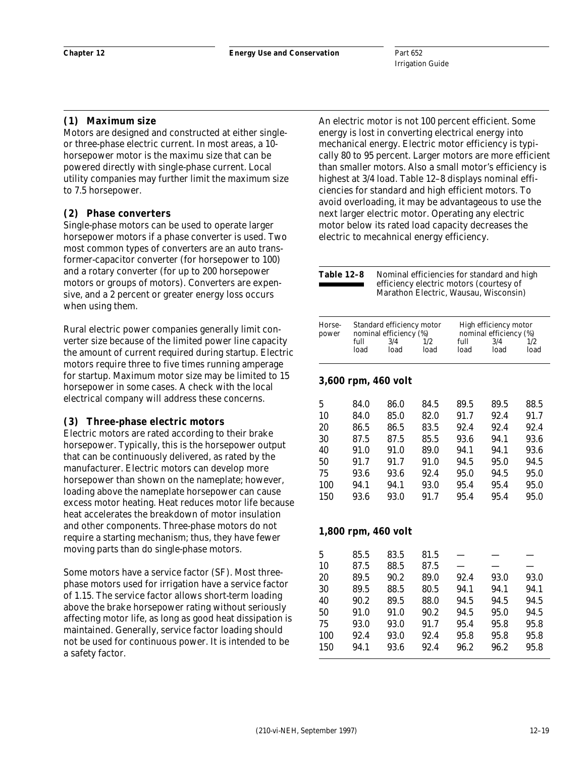#### (1) Maximum size

Motors are designed and constructed at either single- or three-phase electric current. In most areas, a 10-horsepower motor is the maximu size that can be powered directly with single-phase current. Local utility companies may further limit the maximum size to 7.5 horsepower.

#### (2) Phase converters

Single-phase motors can be used to operate larger horsepower motors if a phase converter is used. Two most common types of converters are an auto transformer-capacitor converter (for horsepower to 100) and a rotary converter (for up to 200 horsepower motors or groups of motors). Converters are expensive, and a 2 percent or greater energy loss occurs when using them.

Rural electric power companies generally limit converter size because of the limited power line capacity the amount of current required during startup. Electric motors require three to five times running amperage for startup. Maximum motor size may be limited to 15 horsepower in some cases. A check with the local electrical company will address these concerns.

#### (3) Three-phase electric motors

Electric motors are rated according to their brake horsepower. Typically, this is the horsepower output that can be continuously delivered, as rated by the manufacturer. Electric motors can develop more horsepower than shown on the nameplate; however, loading above the nameplate horsepower can cause excess motor heating. Heat reduces motor life because heat accelerates the breakdown of motor insulation and other components. Three-phase motors do not require a starting mechanism; thus, they have fewer moving parts than do single-phase motors.

Some motors have a service factor (SF). Most three-phase motors used for irrigation have a service factor of 1.15. The service factor allows short-term loading above the brake horsepower rating without seriously affecting motor life, as long as good heat dissipation is maintained. Generally, service factor loading should not be used for continuous power. It is intended to be a safety factor.

An electric motor is not 100 percent efficient. Some energy is lost in converting electrical energy into mechanical energy. Electric motor efficiency is typically 80 to 95 percent. Larger motors are more efficient than smaller motors. Also a small motor's efficiency is highest at 3/4 load. Table 12–8 displays nominal efficiencies for standard and high efficient motors. To avoid overloading, it may be advantageous to use the next larger electric motor. Operating any electric motor below its rated load capacity decreases the electric to mecahnical energy efficiency.

**Table 12–8** Nominal efficiencies for standard and high efficiency electric motors (courtesy of Marathon Electric, Wausau, Wisconsin)

| Horse-power | Standard efficiency motor nominal efficiency (%) | | | High efficiency motor nominal efficiency (%) | | |
|---|---|---|---|---|---|---|
| | full load | 3/4 load | 1/2 load | full load | 3/4 load | 1/2 load |
| **3,600 rpm, 460 volt** | | | | | | |
| 5 | 84.0 | 86.0 | 84.5 | 89.5 | 89.5 | 88.5 |
| 10 | 84.0 | 85.0 | 82.0 | 91.7 | 92.4 | 91.7 |
| 20 | 86.5 | 86.5 | 83.5 | 92.4 | 92.4 | 92.4 |
| 30 | 87.5 | 87.5 | 85.5 | 93.6 | 94.1 | 93.6 |
| 40 | 91.0 | 91.0 | 89.0 | 94.1 | 94.1 | 93.6 |
| 50 | 91.7 | 91.7 | 91.0 | 94.5 | 95.0 | 94.5 |
| 75 | 93.6 | 93.6 | 92.4 | 95.0 | 94.5 | 95.0 |
| 100 | 94.1 | 94.1 | 93.0 | 95.4 | 95.4 | 95.0 |
| 150 | 93.6 | 93.0 | 91.7 | 95.4 | 95.4 | 95.0 |
| **1,800 rpm, 460 volt** | | | | | | |
| 5 | 85.5 | 83.5 | 81.5 | — | — | — |
| 10 | 87.5 | 88.5 | 87.5 | — | — | — |
| 20 | 89.5 | 90.2 | 89.0 | 92.4 | 93.0 | 93.0 |
| 30 | 89.5 | 88.5 | 80.5 | 94.1 | 94.1 | 94.1 |
| 40 | 90.2 | 89.5 | 88.0 | 94.5 | 94.5 | 94.5 |
| 50 | 91.0 | 91.0 | 90.2 | 94.5 | 95.0 | 94.5 |
| 75 | 93.0 | 93.0 | 91.7 | 95.4 | 95.8 | 95.8 |
| 100 | 92.4 | 93.0 | 92.4 | 95.8 | 95.8 | 95.8 |
| 150 | 94.1 | 93.6 | 92.4 | 96.2 | 96.2 | 95.8 |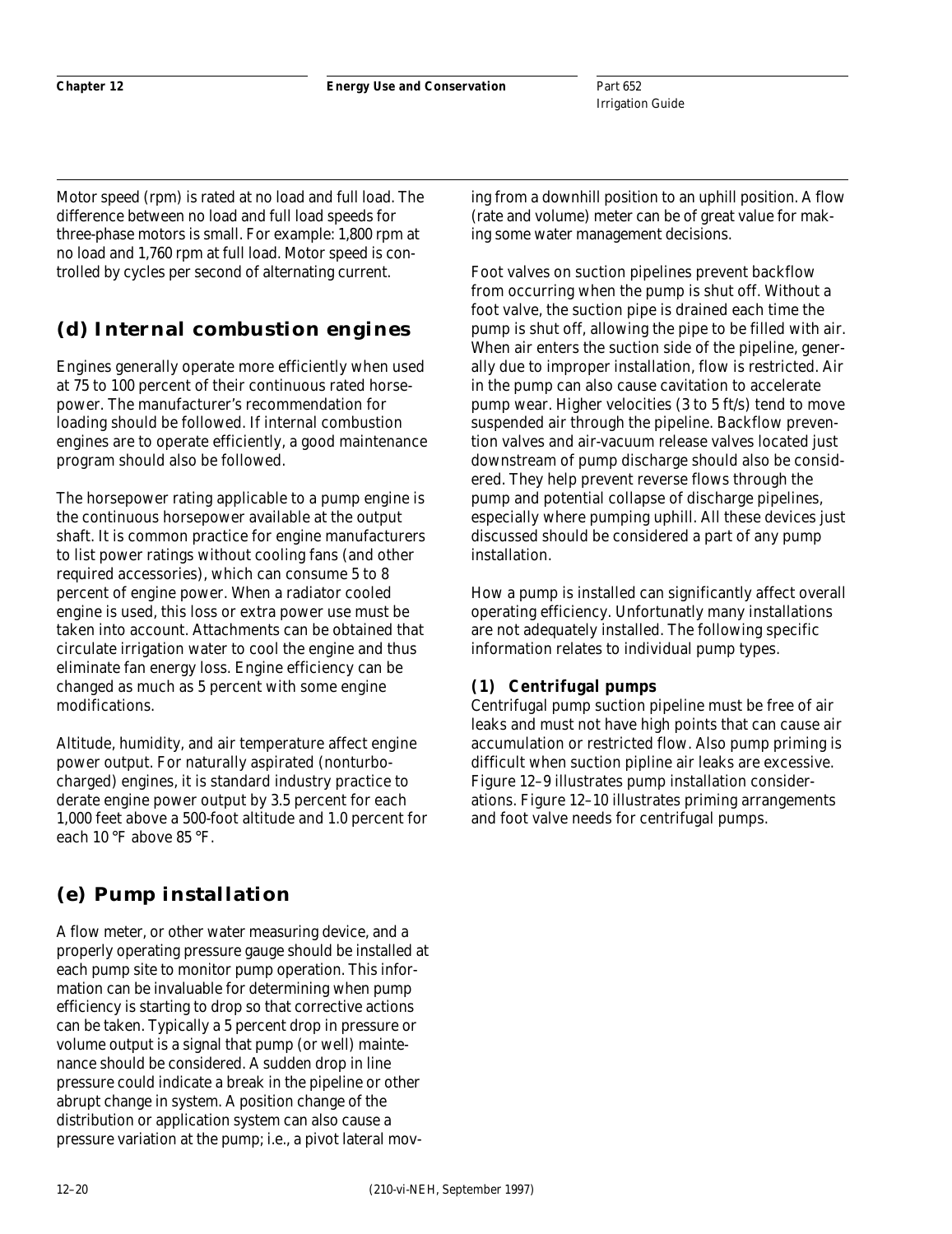Motor speed (rpm) is rated at no load and full load. The difference between no load and full load speeds for three-phase motors is small. For example: 1,800 rpm at no load and 1,760 rpm at full load. Motor speed is controlled by cycles per second of alternating current.

## (d) Internal combustion engines

Engines generally operate more efficiently when used at 75 to 100 percent of their continuous rated horsepower. The manufacturer's recommendation for loading should be followed. If internal combustion engines are to operate efficiently, a good maintenance program should also be followed.

The horsepower rating applicable to a pump engine is the continuous horsepower available at the output shaft. It is common practice for engine manufacturers to list power ratings without cooling fans (and other required accessories), which can consume 5 to 8 percent of engine power. When a radiator cooled engine is used, this loss or extra power use must be taken into account. Attachments can be obtained that circulate irrigation water to cool the engine and thus eliminate fan energy loss. Engine efficiency can be changed as much as 5 percent with some engine modifications.

Altitude, humidity, and air temperature affect engine power output. For naturally aspirated (nonturbocharged) engines, it is standard industry practice to derate engine power output by 3.5 percent for each 1,000 feet above a 500-foot altitude and 1.0 percent for each 10 °F above 85 °F.

## (e) Pump installation

A flow meter, or other water measuring device, and a properly operating pressure gauge should be installed at each pump site to monitor pump operation. This information can be invaluable for determining when pump efficiency is starting to drop so that corrective actions can be taken. Typically a 5 percent drop in pressure or volume output is a signal that pump (or well) maintenance should be considered. A sudden drop in line pressure could indicate a break in the pipeline or other abrupt change in system. A position change of the distribution or application system can also cause a pressure variation at the pump; i.e., a pivot lateral moving from a downhill position to an uphill position. A flow (rate and volume) meter can be of great value for making some water management decisions.

Foot valves on suction pipelines prevent backflow from occurring when the pump is shut off. Without a foot valve, the suction pipe is drained each time the pump is shut off, allowing the pipe to be filled with air. When air enters the suction side of the pipeline, generally due to improper installation, flow is restricted. Air in the pump can also cause cavitation to accelerate pump wear. Higher velocities (3 to 5 ft/s) tend to move suspended air through the pipeline. Backflow prevention valves and air-vacuum release valves located just downstream of pump discharge should also be considered. They help prevent reverse flows through the pump and potential collapse of discharge pipelines, especially where pumping uphill. All these devices just discussed should be considered a part of any pump installation.

How a pump is installed can significantly affect overall operating efficiency. Unfortunately many installations are not adequately installed. The following specific information relates to individual pump types.

### (1) Centrifugal pumps

Centrifugal pump suction pipeline must be free of air leaks and must not have high points that can cause air accumulation or restricted flow. Also pump priming is difficult when suction pipline air leaks are excessive. Figure 12–9 illustrates pump installation considerations. Figure 12–10 illustrates priming arrangements and foot valve needs for centrifugal pumps.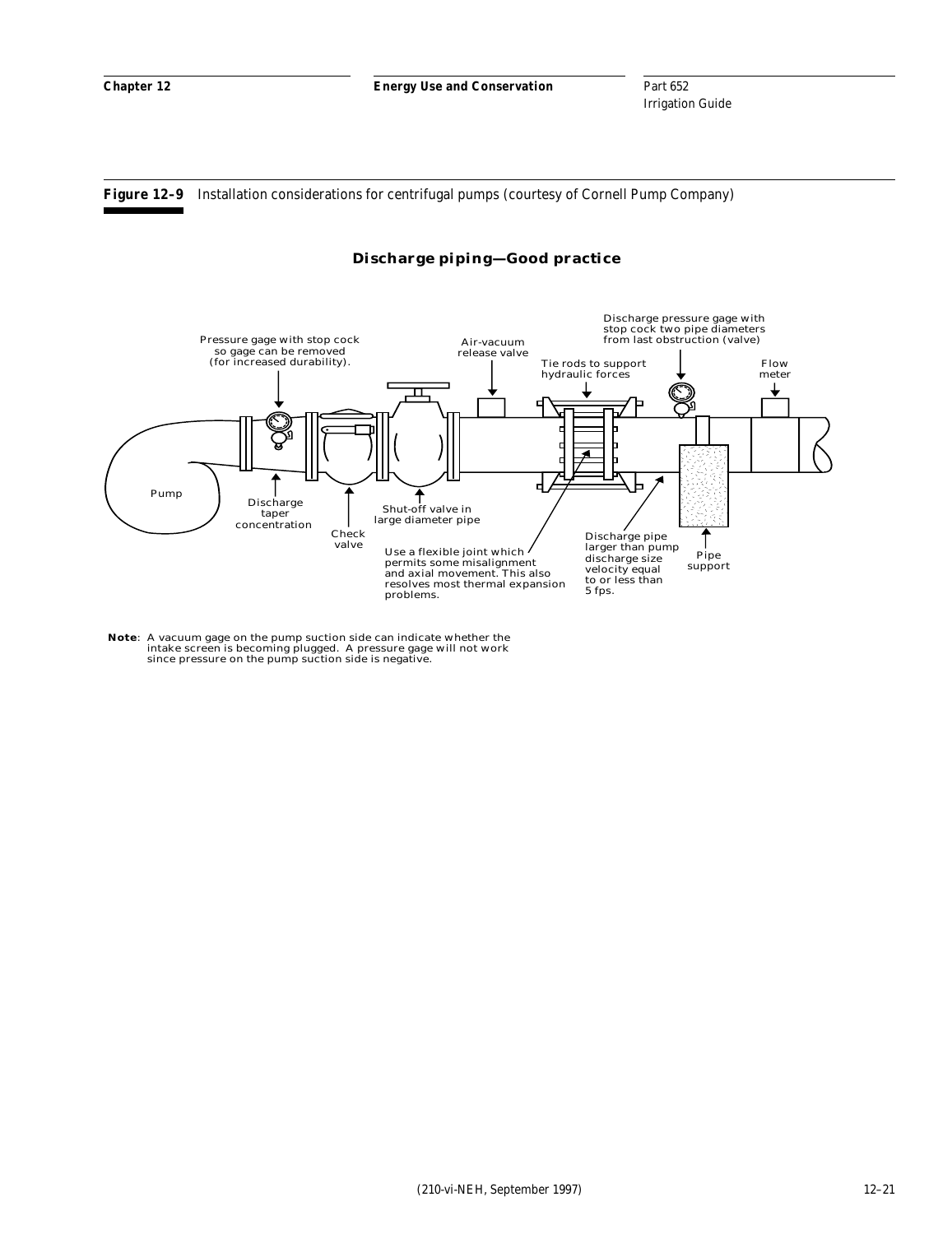**Figure 12–9** Installation considerations for centrifugal pumps (courtesy of Cornell Pump Company)

**Discharge piping—Good practice**

Pressure gage with stop cock so gage can be removed (for increased durability).

Air-vacuum release valve

Tie rods to support hydraulic forces

Discharge pressure gage with stop cock two pipe diameters from last obstruction (valve)

Flow meter

Pump

Discharge taper concentration

Check valve

Shut-off valve in large diameter pipe

Use a flexible joint which permits some misalignment and axial movement. This also resolves most thermal expansion problems.

Discharge pipe larger than pump discharge size velocity equal to or less than 5 fps.

Pipe support

**Note**: A vacuum gage on the pump suction side can indicate whether the intake screen is becoming plugged. A pressure gage will not work since pressure on the pump suction side is negative.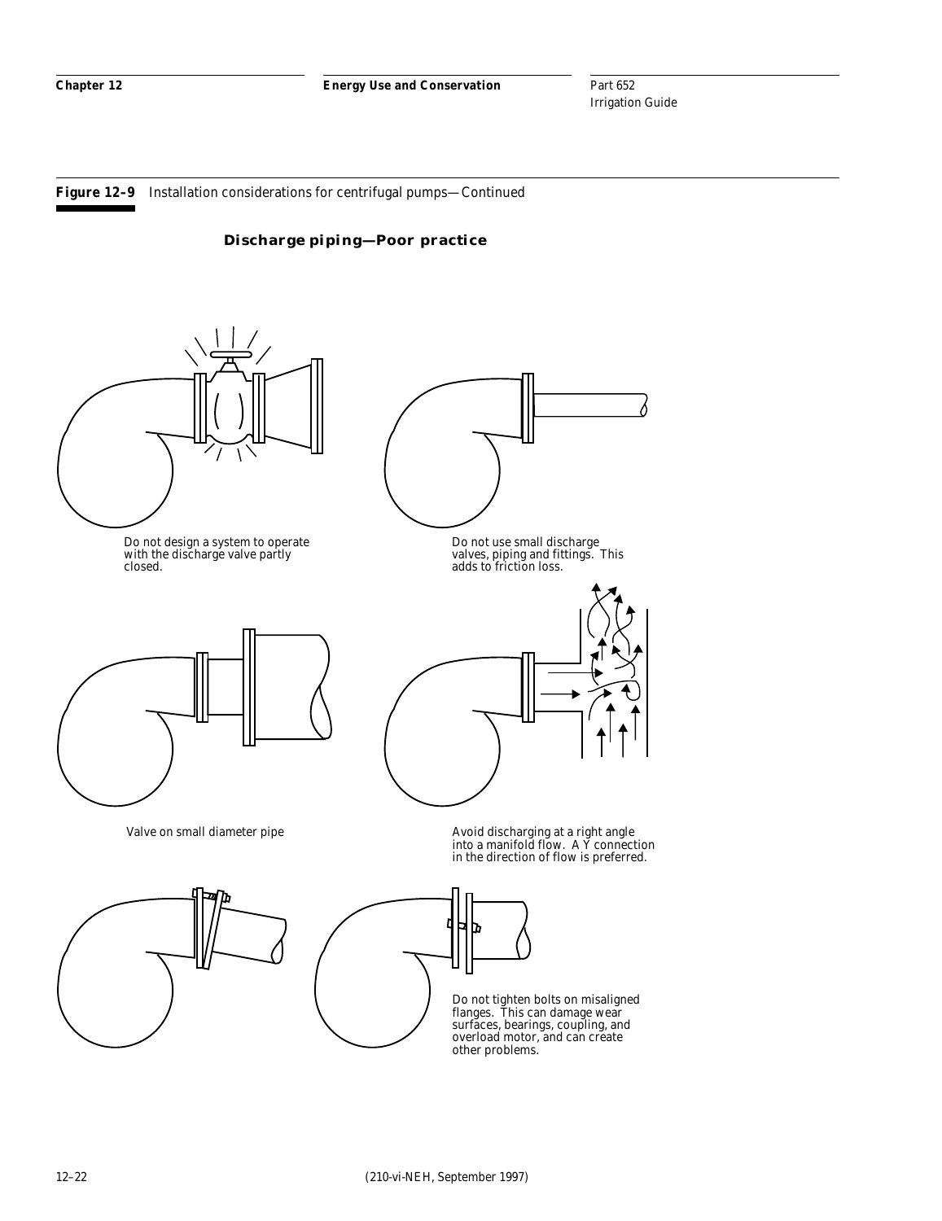**Figure 12–9** Installation considerations for centrifugal pumps—Continued

### Discharge piping—Poor practice

Do not design a system to operate with the discharge valve partly closed.

Do not use small discharge valves, piping and fittings. This adds to friction loss.

Valve on small diameter pipe

Avoid discharging at a right angle into a manifold flow. A Y connection in the direction of flow is preferred.

Do not tighten bolts on misaligned flanges. This can damage wear surfaces, bearings, coupling, and overload motor, and can create other problems.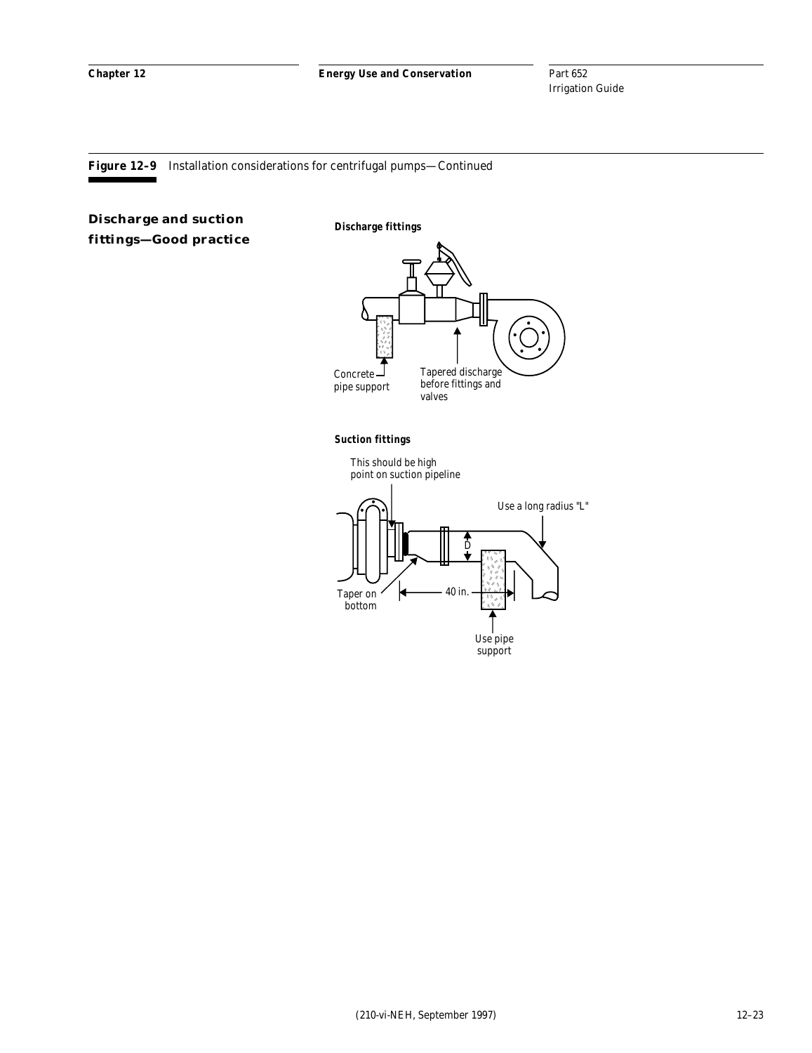**Figure 12–9** Installation considerations for centrifugal pumps—Continued

### Discharge and suction fittings—Good practice

**Discharge fittings**

Concrete pipe support

Tapered discharge before fittings and valves

**Suction fittings**

This should be high point on suction pipeline

Use a long radius "L"

D

Taper on bottom

40 in.

Use pipe support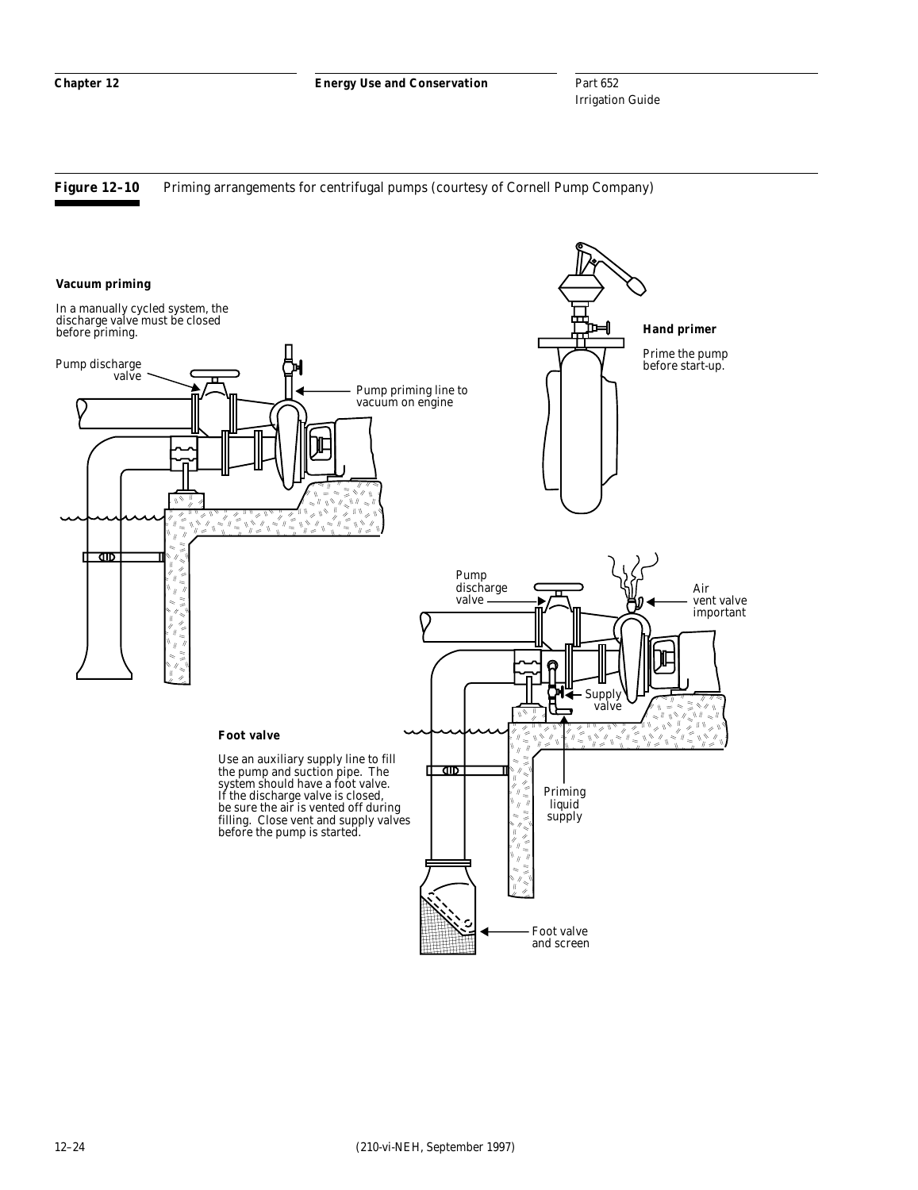**Figure 12–10** Priming arrangements for centrifugal pumps (courtesy of Cornell Pump Company)

**Vacuum priming**

In a manually cycled system, the discharge valve must be closed before priming.

Pump discharge valve

Pump priming line to vacuum on engine

**Hand primer**

Prime the pump before start-up.

Pump discharge valve

Air vent valve important

Supply valve

Priming liquid supply

**Foot valve**

Use an auxiliary supply line to fill the pump and suction pipe. The system should have a foot valve. If the discharge valve is closed, be sure the air is vented off during filling. Close vent and supply valves before the pump is started.

Foot valve and screen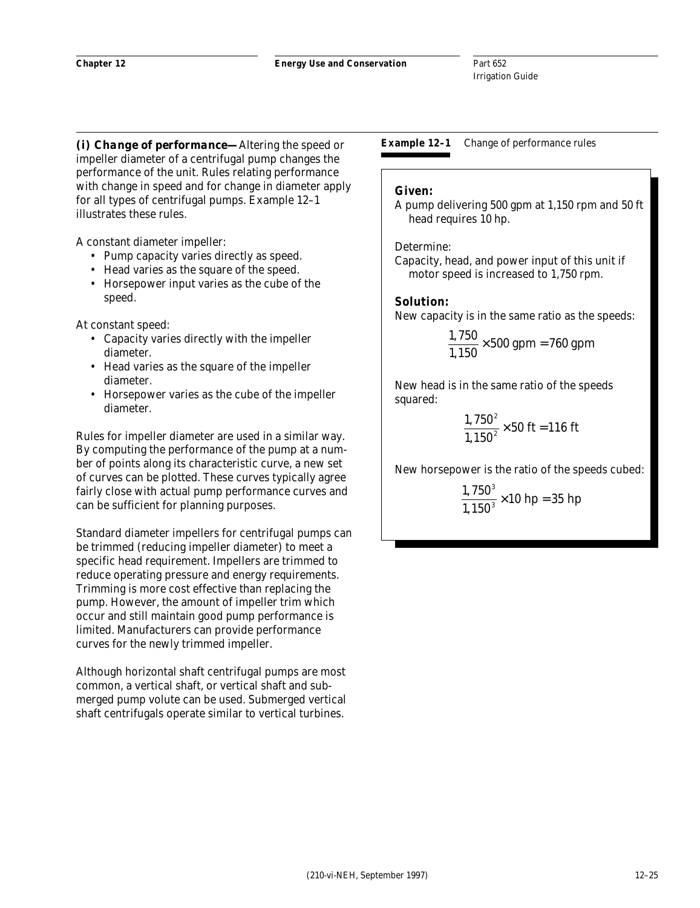***(i) Change of performance—*** Altering the speed or impeller diameter of a centrifugal pump changes the performance of the unit. Rules relating performance with change in speed and for change in diameter apply for all types of centrifugal pumps. Example 12–1 illustrates these rules.

A constant diameter impeller:

- Pump capacity varies directly as speed.
- Head varies as the square of the speed.
- Horsepower input varies as the cube of the speed.

At constant speed:

- Capacity varies directly with the impeller diameter.
- Head varies as the square of the impeller diameter.
- Horsepower varies as the cube of the impeller diameter.

Rules for impeller diameter are used in a similar way. By computing the performance of the pump at a number of points along its characteristic curve, a new set of curves can be plotted. These curves typically agree fairly close with actual pump performance curves and can be sufficient for planning purposes.

Standard diameter impellers for centrifugal pumps can be trimmed (reducing impeller diameter) to meet a specific head requirement. Impellers are trimmed to reduce operating pressure and energy requirements. Trimming is more cost effective than replacing the pump. However, the amount of impeller trim which occur and still maintain good pump performance is limited. Manufacturers can provide performance curves for the newly trimmed impeller.

Although horizontal shaft centrifugal pumps are most common, a vertical shaft, or vertical shaft and submerged pump volute can be used. Submerged vertical shaft centrifugals operate similar to vertical turbines.

**Example 12–1** Change of performance rules

**Given:**

A pump delivering 500 gpm at 1,150 rpm and 50 ft head requires 10 hp.

Determine:

Capacity, head, and power input of this unit if motor speed is increased to 1,750 rpm.

**Solution:**

New capacity is in the same ratio as the speeds:

$$\frac{1,750}{1,150} \times 500 \text{ gpm} = 760 \text{ gpm}$$

New head is in the same ratio of the speeds squared:

$$\frac{1,750^2}{1,150^2} \times 50 \text{ ft} = 116 \text{ ft}$$

New horsepower is the ratio of the speeds cubed:

$$\frac{1,750^3}{1,150^3} \times 10 \text{ hp} = 35 \text{ hp}$$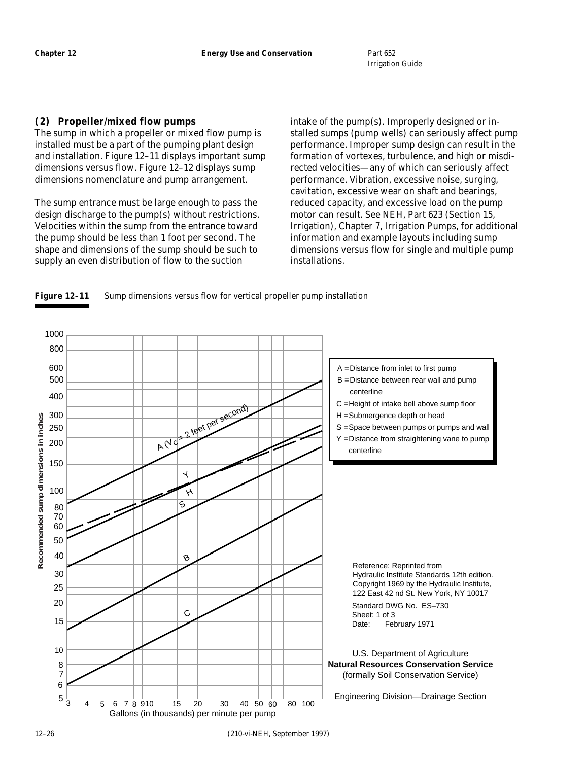### (2) Propeller/mixed flow pumps

The sump in which a propeller or mixed flow pump is installed must be a part of the pumping plant design and installation. Figure 12–11 displays important sump dimensions versus flow. Figure 12–12 displays sump dimensions nomenclature and pump arrangement.

The sump entrance must be large enough to pass the design discharge to the pump(s) without restrictions. Velocities within the sump from the entrance toward the pump should be less than 1 foot per second. The shape and dimensions of the sump should be such to supply an even distribution of flow to the suction intake of the pump(s). Improperly designed or installed sumps (pump wells) can seriously affect pump performance. Improper sump design can result in the formation of vortexes, turbulence, and high or misdirected velocities—any of which can seriously affect performance. Vibration, excessive noise, surging, cavitation, excessive wear on shaft and bearings, reduced capacity, and excessive load on the pump motor can result. See NEH, Part 623 (Section 15, Irrigation), Chapter 7, Irrigation Pumps, for additional information and example layouts including sump dimensions versus flow for single and multiple pump installations.

**Figure 12–11** Sump dimensions versus flow for vertical propeller pump installation

A = Distance from inlet to first pump
B = Distance between rear wall and pump centerline
C = Height of intake bell above sump floor
H = Submergence depth or head
S = Space between pumps or pumps and wall
Y = Distance from straightening vane to pump centerline

Reference: Reprinted from Hydraulic Institute Standards 12th edition. Copyright 1969 by the Hydraulic Institute, 122 East 42 nd St. New York, NY 10017

Standard DWG No. ES–730
Sheet: 1 of 3
Date: February 1971

U.S. Department of Agriculture
**Natural Resources Conservation Service**
(formally Soil Conservation Service)

Engineering Division—Drainage Section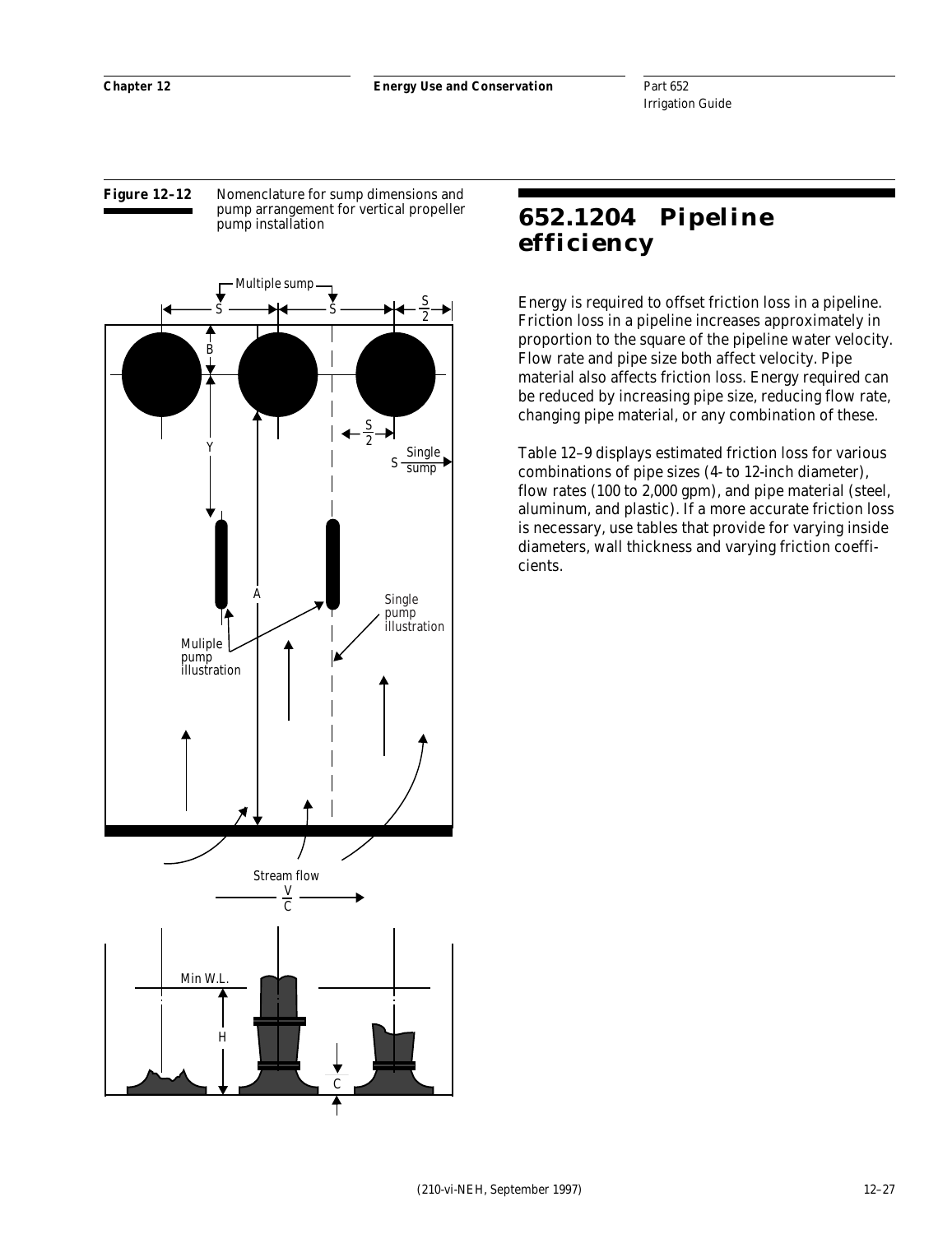**Figure 12–12** Nomenclature for sump dimensions and pump arrangement for vertical propeller pump installation

## 652.1204 Pipeline efficiency

Energy is required to offset friction loss in a pipeline. Friction loss in a pipeline increases approximately in proportion to the square of the pipeline water velocity. Flow rate and pipe size both affect velocity. Pipe material also affects friction loss. Energy required can be reduced by increasing pipe size, reducing flow rate, changing pipe material, or any combination of these.

Table 12–9 displays estimated friction loss for various combinations of pipe sizes (4- to 12-inch diameter), flow rates (100 to 2,000 gpm), and pipe material (steel, aluminum, and plastic). If a more accurate friction loss is necessary, use tables that provide for varying inside diameters, wall thickness and varying friction coefficients.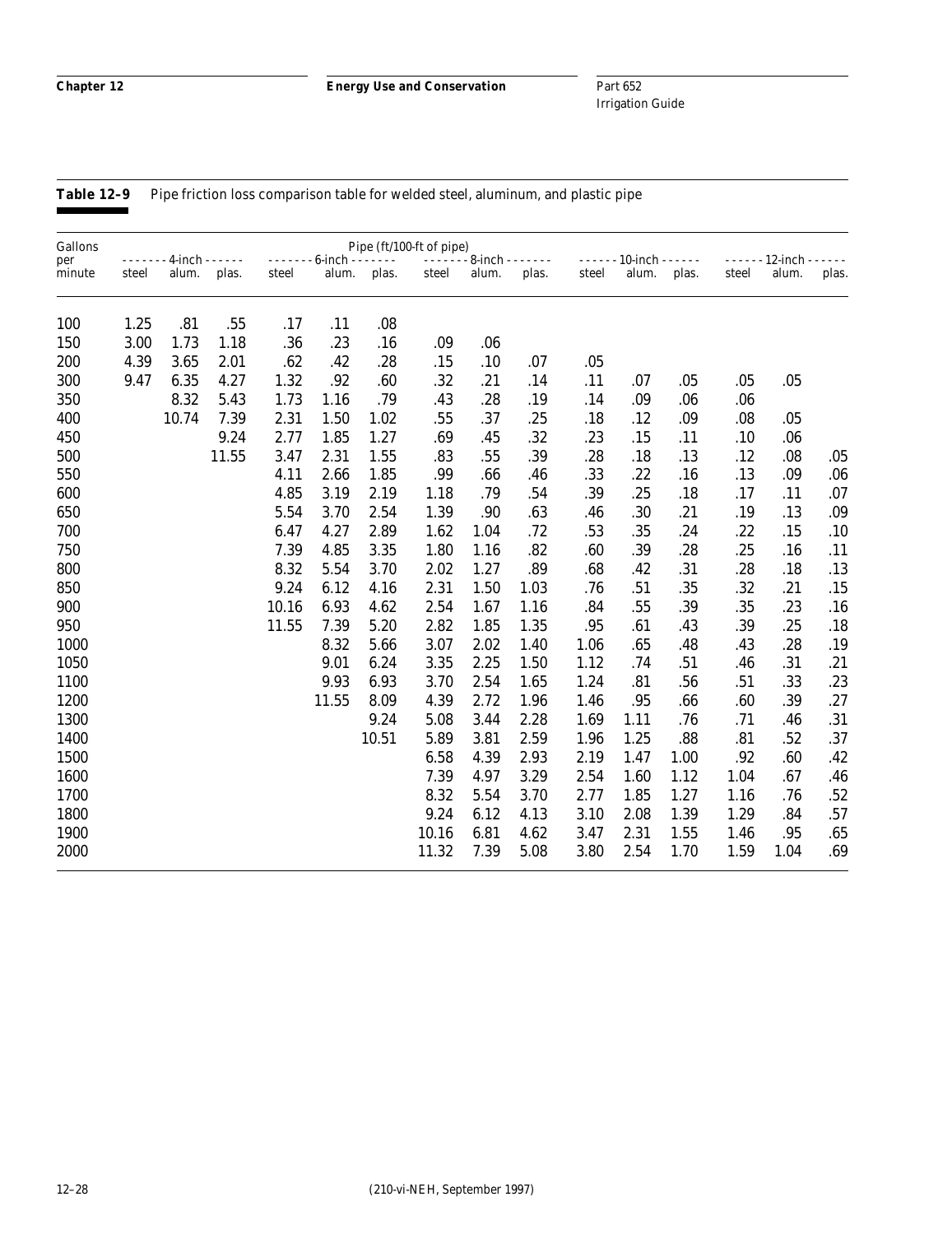**Table 12–9** Pipe friction loss comparison table for welded steel, aluminum, and plastic pipe

| Gallons per minute | Pipe (ft/100-ft of pipe) | | | | | | | | | | | | | | |
|---|---|---|---|---|---|---|---|---|---|---|---|---|---|---|---|
| | 4-inch | | | 6-inch | | | 8-inch | | | 10-inch | | | 12-inch | | |
| | steel | alum. | plas. | steel | alum. | plas. | steel | alum. | plas. | steel | alum. | plas. | steel | alum. | plas. |
| 100 | 1.25 | .81 | .55 | .17 | .11 | .08 | | | | | | | | | |
| 150 | 3.00 | 1.73 | 1.18 | .36 | .23 | .16 | .09 | .06 | | | | | | | |
| 200 | 4.39 | 3.65 | 2.01 | .62 | .42 | .28 | .15 | .10 | .07 | .05 | | | | | |
| 300 | 9.47 | 6.35 | 4.27 | 1.32 | .92 | .60 | .32 | .21 | .14 | .11 | .07 | .05 | .05 | .05 | |
| 350 | | 8.32 | 5.43 | 1.73 | 1.16 | .79 | .43 | .28 | .19 | .14 | .09 | .06 | .06 | | |
| 400 | | 10.74 | 7.39 | 2.31 | 1.50 | 1.02 | .55 | .37 | .25 | .18 | .12 | .09 | .08 | .05 | |
| 450 | | | 9.24 | 2.77 | 1.85 | 1.27 | .69 | .45 | .32 | .23 | .15 | .11 | .10 | .06 | |
| 500 | | | 11.55 | 3.47 | 2.31 | 1.55 | .83 | .55 | .39 | .28 | .18 | .13 | .12 | .08 | .05 |
| 550 | | | | 4.11 | 2.66 | 1.85 | .99 | .66 | .46 | .33 | .22 | .16 | .13 | .09 | .06 |
| 600 | | | | 4.85 | 3.19 | 2.19 | 1.18 | .79 | .54 | .39 | .25 | .18 | .17 | .11 | .07 |
| 650 | | | | 5.54 | 3.70 | 2.54 | 1.39 | .90 | .63 | .46 | .30 | .21 | .19 | .13 | .09 |
| 700 | | | | 6.47 | 4.27 | 2.89 | 1.62 | 1.04 | .72 | .53 | .35 | .24 | .22 | .15 | .10 |
| 750 | | | | 7.39 | 4.85 | 3.35 | 1.80 | 1.16 | .82 | .60 | .39 | .28 | .25 | .16 | .11 |
| 800 | | | | 8.32 | 5.54 | 3.70 | 2.02 | 1.27 | .89 | .68 | .42 | .31 | .28 | .18 | .13 |
| 850 | | | | 9.24 | 6.12 | 4.16 | 2.31 | 1.50 | 1.03 | .76 | .51 | .35 | .32 | .21 | .15 |
| 900 | | | | 10.16 | 6.93 | 4.62 | 2.54 | 1.67 | 1.16 | .84 | .55 | .39 | .35 | .23 | .16 |
| 950 | | | | 11.55 | 7.39 | 5.20 | 2.82 | 1.85 | 1.35 | .95 | .61 | .43 | .39 | .25 | .18 |
| 1000 | | | | | 8.32 | 5.66 | 3.07 | 2.02 | 1.40 | 1.06 | .65 | .48 | .43 | .28 | .19 |
| 1050 | | | | | 9.01 | 6.24 | 3.35 | 2.25 | 1.50 | 1.12 | .74 | .51 | .46 | .31 | .21 |
| 1100 | | | | | 9.93 | 6.93 | 3.70 | 2.54 | 1.65 | 1.24 | .81 | .56 | .51 | .33 | .23 |
| 1200 | | | | | 11.55 | 8.09 | 4.39 | 2.72 | 1.96 | 1.46 | .95 | .66 | .60 | .39 | .27 |
| 1300 | | | | | | 9.24 | 5.08 | 3.44 | 2.28 | 1.69 | 1.11 | .76 | .71 | .46 | .31 |
| 1400 | | | | | | 10.51 | 5.89 | 3.81 | 2.59 | 1.96 | 1.25 | .88 | .81 | .52 | .37 |
| 1500 | | | | | | | 6.58 | 4.39 | 2.93 | 2.19 | 1.47 | 1.00 | .92 | .60 | .42 |
| 1600 | | | | | | | 7.39 | 4.97 | 3.29 | 2.54 | 1.60 | 1.12 | 1.04 | .67 | .46 |
| 1700 | | | | | | | 8.32 | 5.54 | 3.70 | 2.77 | 1.85 | 1.27 | 1.16 | .76 | .52 |
| 1800 | | | | | | | 9.24 | 6.12 | 4.13 | 3.10 | 2.08 | 1.39 | 1.29 | .84 | .57 |
| 1900 | | | | | | | 10.16 | 6.81 | 4.62 | 3.47 | 2.31 | 1.55 | 1.46 | .95 | .65 |
| 2000 | | | | | | | 11.32 | 7.39 | 5.08 | 3.80 | 2.54 | 1.70 | 1.59 | 1.04 | .69 |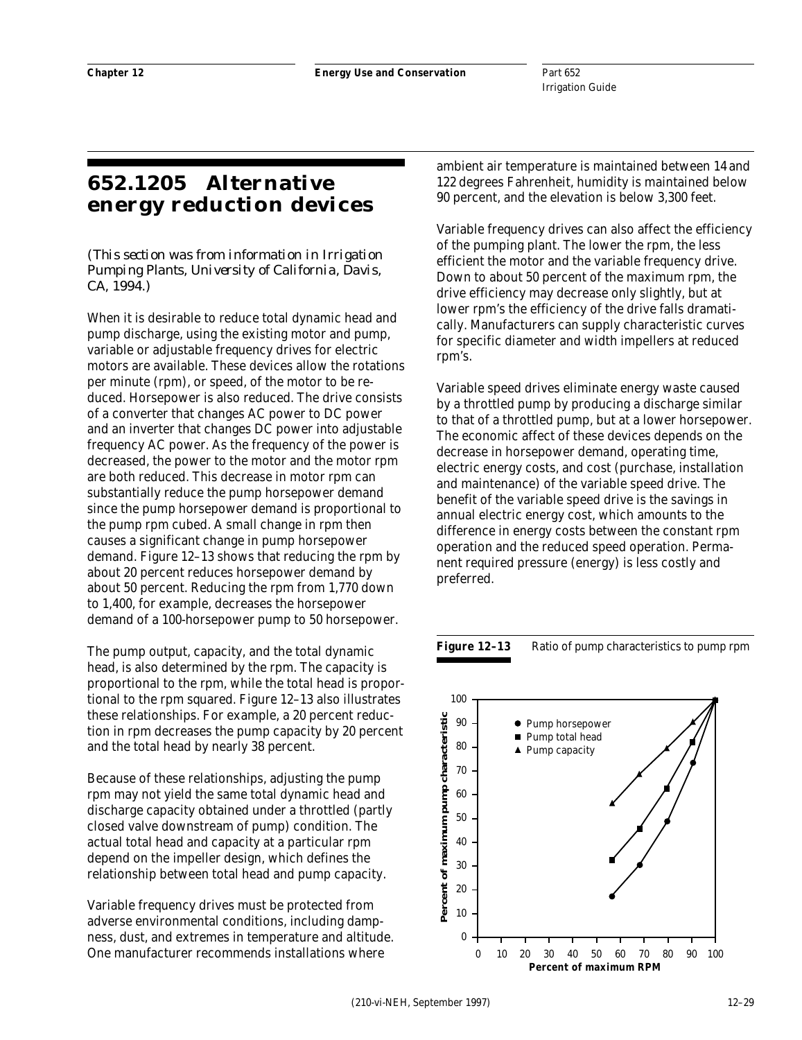# 652.1205 Alternative energy reduction devices

*(This section was from information in Irrigation Pumping Plants, University of California, Davis, CA, 1994.)*

When it is desirable to reduce total dynamic head and pump discharge, using the existing motor and pump, variable or adjustable frequency drives for electric motors are available. These devices allow the rotations per minute (rpm), or speed, of the motor to be reduced. Horsepower is also reduced. The drive consists of a converter that changes AC power to DC power and an inverter that changes DC power into adjustable frequency AC power. As the frequency of the power is decreased, the power to the motor and the motor rpm are both reduced. This decrease in motor rpm can substantially reduce the pump horsepower demand since the pump horsepower demand is proportional to the pump rpm cubed. A small change in rpm then causes a significant change in pump horsepower demand. Figure 12–13 shows that reducing the rpm by about 20 percent reduces horsepower demand by about 50 percent. Reducing the rpm from 1,770 down to 1,400, for example, decreases the horsepower demand of a 100-horsepower pump to 50 horsepower.

The pump output, capacity, and the total dynamic head, is also determined by the rpm. The capacity is proportional to the rpm, while the total head is proportional to the rpm squared. Figure 12–13 also illustrates these relationships. For example, a 20 percent reduction in rpm decreases the pump capacity by 20 percent and the total head by nearly 38 percent.

Because of these relationships, adjusting the pump rpm may not yield the same total dynamic head and discharge capacity obtained under a throttled (partly closed valve downstream of pump) condition. The actual total head and capacity at a particular rpm depend on the impeller design, which defines the relationship between total head and pump capacity.

Variable frequency drives must be protected from adverse environmental conditions, including dampness, dust, and extremes in temperature and altitude. One manufacturer recommends installations where ambient air temperature is maintained between 14 and 122 degrees Fahrenheit, humidity is maintained below 90 percent, and the elevation is below 3,300 feet.

Variable frequency drives can also affect the efficiency of the pumping plant. The lower the rpm, the less efficient the motor and the variable frequency drive. Down to about 50 percent of the maximum rpm, the drive efficiency may decrease only slightly, but at lower rpm's the efficiency of the drive falls dramatically. Manufacturers can supply characteristic curves for specific diameter and width impellers at reduced rpm's.

Variable speed drives eliminate energy waste caused by a throttled pump by producing a discharge similar to that of a throttled pump, but at a lower horsepower. The economic affect of these devices depends on the decrease in horsepower demand, operating time, electric energy costs, and cost (purchase, installation and maintenance) of the variable speed drive. The benefit of the variable speed drive is the savings in annual electric energy cost, which amounts to the difference in energy costs between the constant rpm operation and the reduced speed operation. Permanent required pressure (energy) is less costly and preferred.

**Figure 12–13** Ratio of pump characteristics to pump rpm

| Percent of maximum RPM | Pump horsepower | Pump total head | Pump capacity |
|---|---|---|---|
| 56 | 17 | 32 | 56 |
| 68 | 30 | 46 | 68 |
| 80 | 49 | 62 | 80 |
| 90 | 73 | 82 | 90 |
| 100 | 100 | 100 | 100 |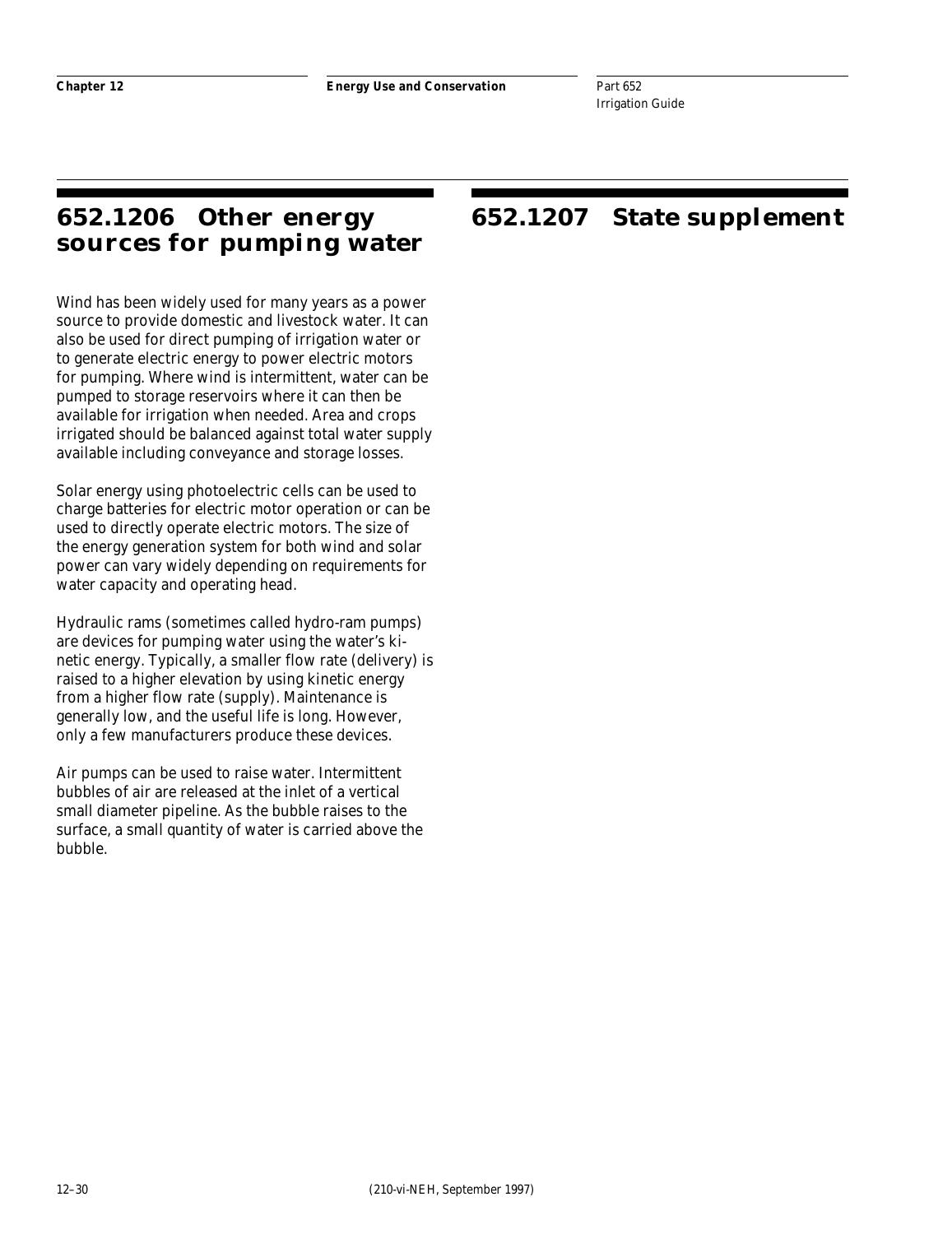## 652.1206 Other energy sources for pumping water

Wind has been widely used for many years as a power source to provide domestic and livestock water. It can also be used for direct pumping of irrigation water or to generate electric energy to power electric motors for pumping. Where wind is intermittent, water can be pumped to storage reservoirs where it can then be available for irrigation when needed. Area and crops irrigated should be balanced against total water supply available including conveyance and storage losses.

Solar energy using photoelectric cells can be used to charge batteries for electric motor operation or can be used to directly operate electric motors. The size of the energy generation system for both wind and solar power can vary widely depending on requirements for water capacity and operating head.

Hydraulic rams (sometimes called hydro-ram pumps) are devices for pumping water using the water's kinetic energy. Typically, a smaller flow rate (delivery) is raised to a higher elevation by using kinetic energy from a higher flow rate (supply). Maintenance is generally low, and the useful life is long. However, only a few manufacturers produce these devices.

Air pumps can be used to raise water. Intermittent bubbles of air are released at the inlet of a vertical small diameter pipeline. As the bubble raises to the surface, a small quantity of water is carried above the bubble.

## 652.1207 State supplement